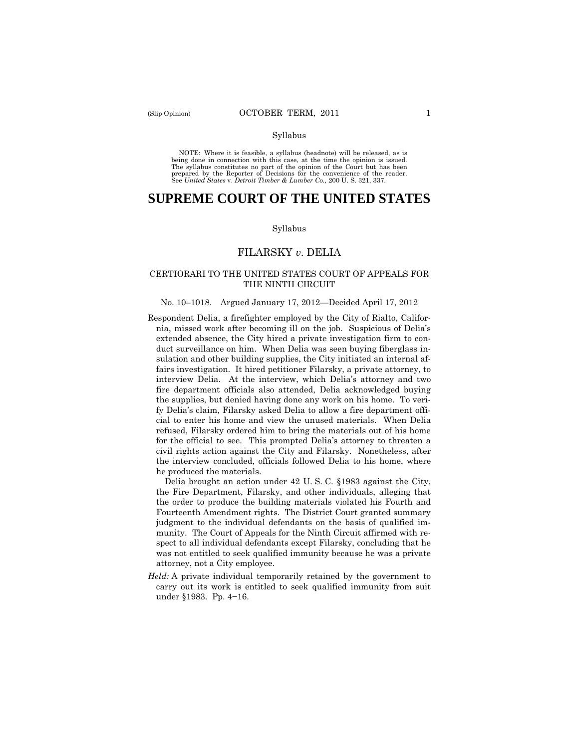Syllabus

NOTE: Where it is feasible, a syllabus (headnote) will be released, as is being done in connection with this case, at the time the opinion is issued. The syllabus constitutes no part of the opinion of the Court but has been prepared by the Reporter of Decisions for the convenience of the reader. See *United States* v. *Detroit Timber & Lumber Co.,* 200 U. S. 321, 337.

# SUPREME COURT OF THE UNITED STATES

Syllabus

## FILARSKY *v.* DELIA

### CERTIORARI TO THE UNITED STATES COURT OF APPEALS FOR THE NINTH CIRCUIT

No. 10–1018. Argued January 17, 2012—Decided April 17, 2012

Respondent Delia, a firefighter employed by the City of Rialto, California, missed work after becoming ill on the job. Suspicious of Delia's extended absence, the City hired a private investigation firm to conduct surveillance on him. When Delia was seen buying fiberglass insulation and other building supplies, the City initiated an internal affairs investigation. It hired petitioner Filarsky, a private attorney, to interview Delia. At the interview, which Delia's attorney and two fire department officials also attended, Delia acknowledged buying the supplies, but denied having done any work on his home. To verify Delia's claim, Filarsky asked Delia to allow a fire department official to enter his home and view the unused materials. When Delia refused, Filarsky ordered him to bring the materials out of his home for the official to see. This prompted Delia's attorney to threaten a civil rights action against the City and Filarsky. Nonetheless, after the interview concluded, officials followed Delia to his home, where he produced the materials.

Delia brought an action under 42 U. S. C. §1983 against the City, the Fire Department, Filarsky, and other individuals, alleging that the order to produce the building materials violated his Fourth and Fourteenth Amendment rights. The District Court granted summary judgment to the individual defendants on the basis of qualified immunity. The Court of Appeals for the Ninth Circuit affirmed with respect to all individual defendants except Filarsky, concluding that he was not entitled to seek qualified immunity because he was a private attorney, not a City employee.

*Held:* A private individual temporarily retained by the government to carry out its work is entitled to seek qualified immunity from suit under §1983. Pp. 4−16.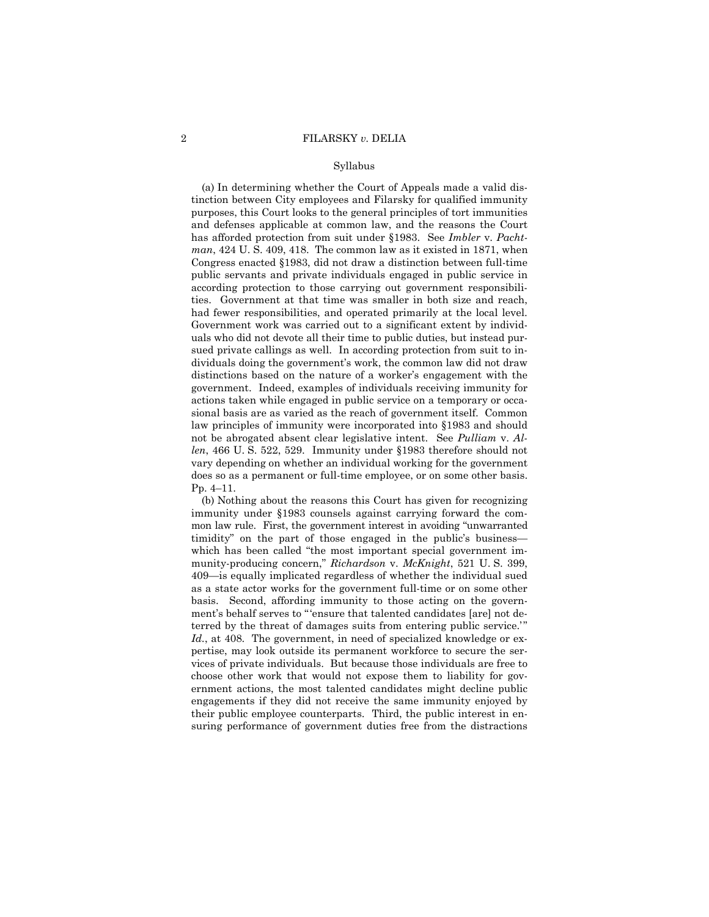Syllabus

(a) In determining whether the Court of Appeals made a valid distinction between City employees and Filarsky for qualified immunity purposes, this Court looks to the general principles of tort immunities and defenses applicable at common law, and the reasons the Court has afforded protection from suit under §1983. See *Imbler* v. *Pachtman*, 424 U. S. 409, 418. The common law as it existed in 1871, when Congress enacted §1983, did not draw a distinction between full-time public servants and private individuals engaged in public service in according protection to those carrying out government responsibilities. Government at that time was smaller in both size and reach, had fewer responsibilities, and operated primarily at the local level. Government work was carried out to a significant extent by individuals who did not devote all their time to public duties, but instead pursued private callings as well. In according protection from suit to individuals doing the government's work, the common law did not draw distinctions based on the nature of a worker's engagement with the government. Indeed, examples of individuals receiving immunity for actions taken while engaged in public service on a temporary or occasional basis are as varied as the reach of government itself. Common law principles of immunity were incorporated into §1983 and should not be abrogated absent clear legislative intent. See *Pulliam* v. *Allen*, 466 U. S. 522, 529. Immunity under §1983 therefore should not vary depending on whether an individual working for the government does so as a permanent or full-time employee, or on some other basis. Pp. 4–11.

(b) Nothing about the reasons this Court has given for recognizing immunity under §1983 counsels against carrying forward the common law rule. First, the government interest in avoiding "unwarranted timidity" on the part of those engaged in the public's business—which has been called "the most important special government immunity-producing concern," *Richardson* v. *McKnight*, 521 U. S. 399, 409—is equally implicated regardless of whether the individual sued as a state actor works for the government full-time or on some other basis. Second, affording immunity to those acting on the government's behalf serves to "'ensure that talented candidates [are] not deterred by the threat of damages suits from entering public service.'" *Id.*, at 408. The government, in need of specialized knowledge or expertise, may look outside its permanent workforce to secure the services of private individuals. But because those individuals are free to choose other work that would not expose them to liability for government actions, the most talented candidates might decline public engagements if they did not receive the same immunity enjoyed by their public employee counterparts. Third, the public interest in ensuring performance of government duties free from the distractions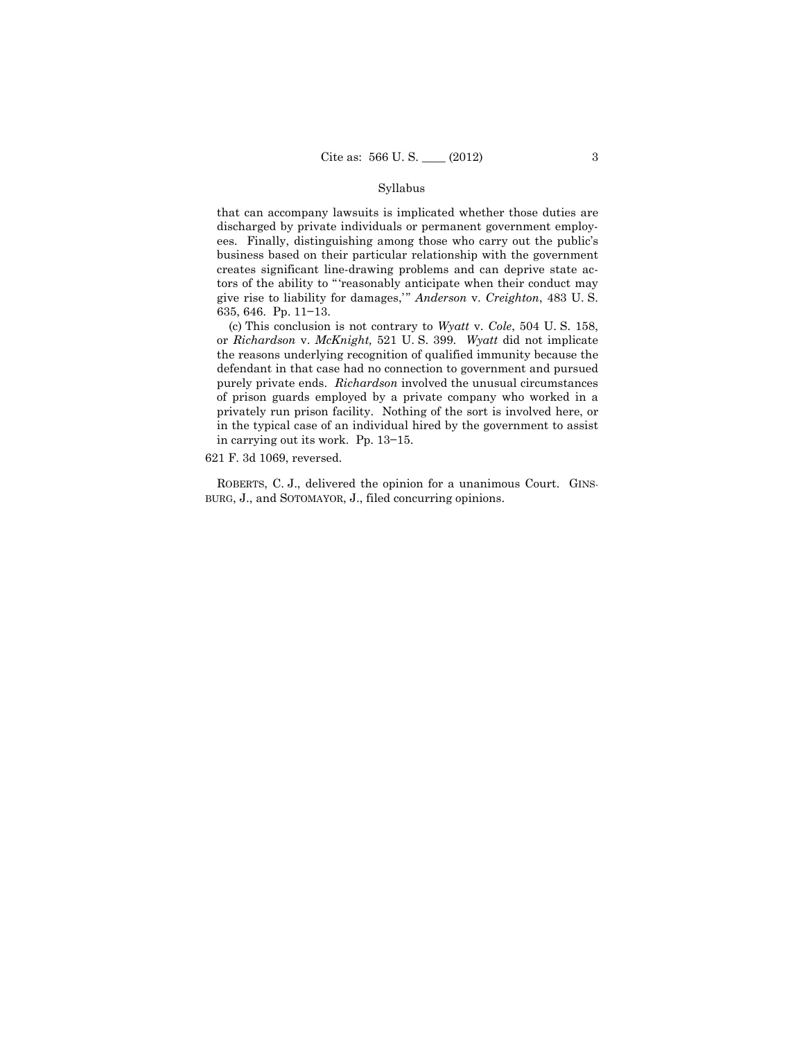Syllabus

that can accompany lawsuits is implicated whether those duties are discharged by private individuals or permanent government employees. Finally, distinguishing among those who carry out the public's business based on their particular relationship with the government creates significant line-drawing problems and can deprive state actors of the ability to "'reasonably anticipate when their conduct may give rise to liability for damages,'" *Anderson* v. *Creighton*, 483 U. S. 635, 646. Pp. 11–13.

(c) This conclusion is not contrary to *Wyatt* v. *Cole*, 504 U. S. 158, or *Richardson* v. *McKnight,* 521 U. S. 399. *Wyatt* did not implicate the reasons underlying recognition of qualified immunity because the defendant in that case had no connection to government and pursued purely private ends. *Richardson* involved the unusual circumstances of prison guards employed by a private company who worked in a privately run prison facility. Nothing of the sort is involved here, or in the typical case of an individual hired by the government to assist in carrying out its work. Pp. 13–15.

621 F. 3d 1069, reversed.

ROBERTS, C. J., delivered the opinion for a unanimous Court. GINSBURG, J., and SOTOMAYOR, J., filed concurring opinions.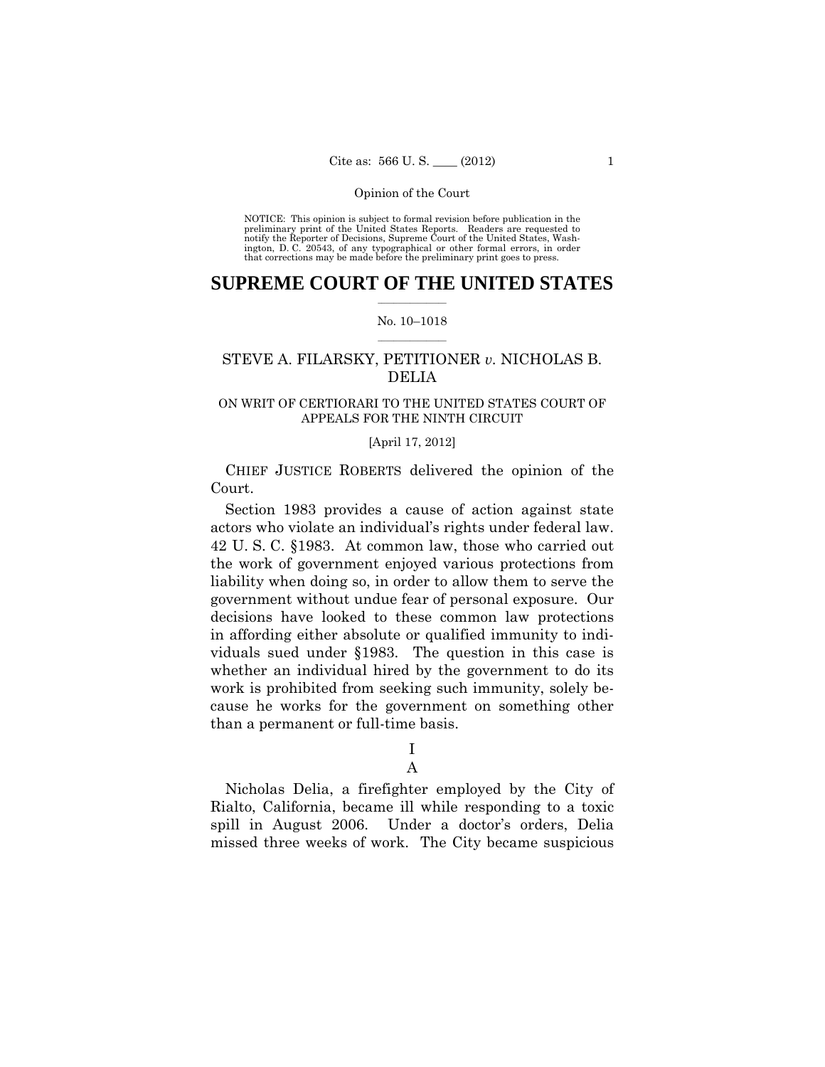NOTICE: This opinion is subject to formal revision before publication in the preliminary print of the United States Reports. Readers are requested to notify the Reporter of Decisions, Supreme Court of the United States, Washington, D. C. 20543, of any typographical or other formal errors, in order that corrections may be made before the preliminary print goes to press.

# SUPREME COURT OF THE UNITED STATES

No. 10–1018

## STEVE A. FILARSKY, PETITIONER *v.* NICHOLAS B. DELIA

ON WRIT OF CERTIORARI TO THE UNITED STATES COURT OF APPEALS FOR THE NINTH CIRCUIT

[April 17, 2012]

CHIEF JUSTICE ROBERTS delivered the opinion of the Court.

Section 1983 provides a cause of action against state actors who violate an individual's rights under federal law. 42 U. S. C. §1983. At common law, those who carried out the work of government enjoyed various protections from liability when doing so, in order to allow them to serve the government without undue fear of personal exposure. Our decisions have looked to these common law protections in affording either absolute or qualified immunity to individuals sued under §1983. The question in this case is whether an individual hired by the government to do its work is prohibited from seeking such immunity, solely because he works for the government on something other than a permanent or full-time basis.

I

A

Nicholas Delia, a firefighter employed by the City of Rialto, California, became ill while responding to a toxic spill in August 2006. Under a doctor's orders, Delia missed three weeks of work. The City became suspicious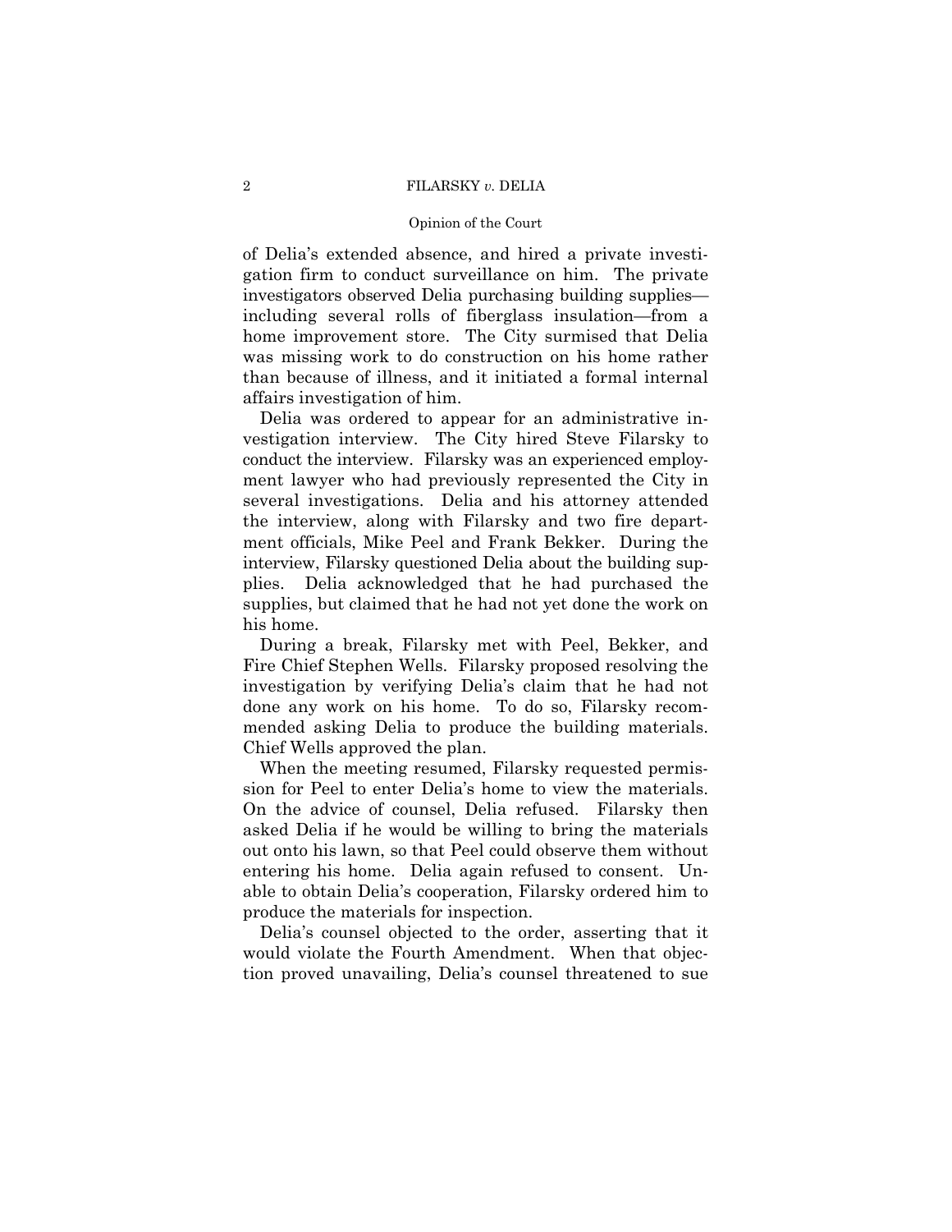of Delia's extended absence, and hired a private investigation firm to conduct surveillance on him. The private investigators observed Delia purchasing building supplies—including several rolls of fiberglass insulation—from a home improvement store. The City surmised that Delia was missing work to do construction on his home rather than because of illness, and it initiated a formal internal affairs investigation of him.

Delia was ordered to appear for an administrative investigation interview. The City hired Steve Filarsky to conduct the interview. Filarsky was an experienced employment lawyer who had previously represented the City in several investigations. Delia and his attorney attended the interview, along with Filarsky and two fire department officials, Mike Peel and Frank Bekker. During the interview, Filarsky questioned Delia about the building supplies. Delia acknowledged that he had purchased the supplies, but claimed that he had not yet done the work on his home.

During a break, Filarsky met with Peel, Bekker, and Fire Chief Stephen Wells. Filarsky proposed resolving the investigation by verifying Delia's claim that he had not done any work on his home. To do so, Filarsky recommended asking Delia to produce the building materials. Chief Wells approved the plan.

When the meeting resumed, Filarsky requested permission for Peel to enter Delia's home to view the materials. On the advice of counsel, Delia refused. Filarsky then asked Delia if he would be willing to bring the materials out onto his lawn, so that Peel could observe them without entering his home. Delia again refused to consent. Unable to obtain Delia's cooperation, Filarsky ordered him to produce the materials for inspection.

Delia's counsel objected to the order, asserting that it would violate the Fourth Amendment. When that objection proved unavailing, Delia's counsel threatened to sue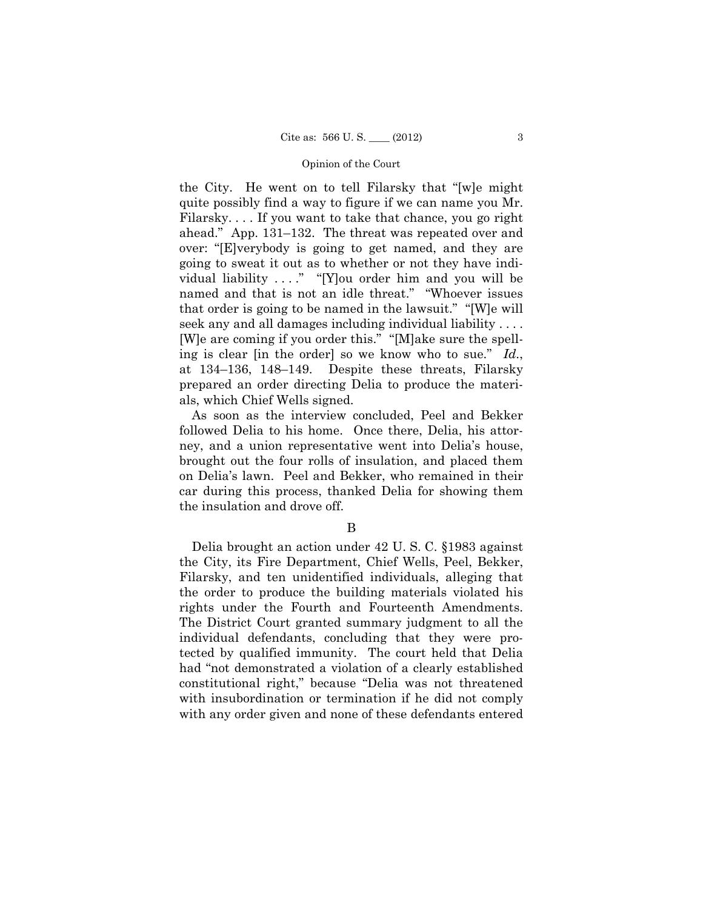the City. He went on to tell Filarsky that "[w]e might quite possibly find a way to figure if we can name you Mr. Filarsky. . . . If you want to take that chance, you go right ahead." App. 131–132. The threat was repeated over and over: "[E]verybody is going to get named, and they are going to sweat it out as to whether or not they have individual liability . . . ." "[Y]ou order him and you will be named and that is not an idle threat." "Whoever issues that order is going to be named in the lawsuit." "[W]e will seek any and all damages including individual liability . . . . [W]e are coming if you order this." "[M]ake sure the spelling is clear [in the order] so we know who to sue." *Id.*, at 134–136, 148–149. Despite these threats, Filarsky prepared an order directing Delia to produce the materials, which Chief Wells signed.

As soon as the interview concluded, Peel and Bekker followed Delia to his home. Once there, Delia, his attorney, and a union representative went into Delia's house, brought out the four rolls of insulation, and placed them on Delia's lawn. Peel and Bekker, who remained in their car during this process, thanked Delia for showing them the insulation and drove off.

B

Delia brought an action under 42 U. S. C. §1983 against the City, its Fire Department, Chief Wells, Peel, Bekker, Filarsky, and ten unidentified individuals, alleging that the order to produce the building materials violated his rights under the Fourth and Fourteenth Amendments. The District Court granted summary judgment to all the individual defendants, concluding that they were protected by qualified immunity. The court held that Delia had "not demonstrated a violation of a clearly established constitutional right," because "Delia was not threatened with insubordination or termination if he did not comply with any order given and none of these defendants entered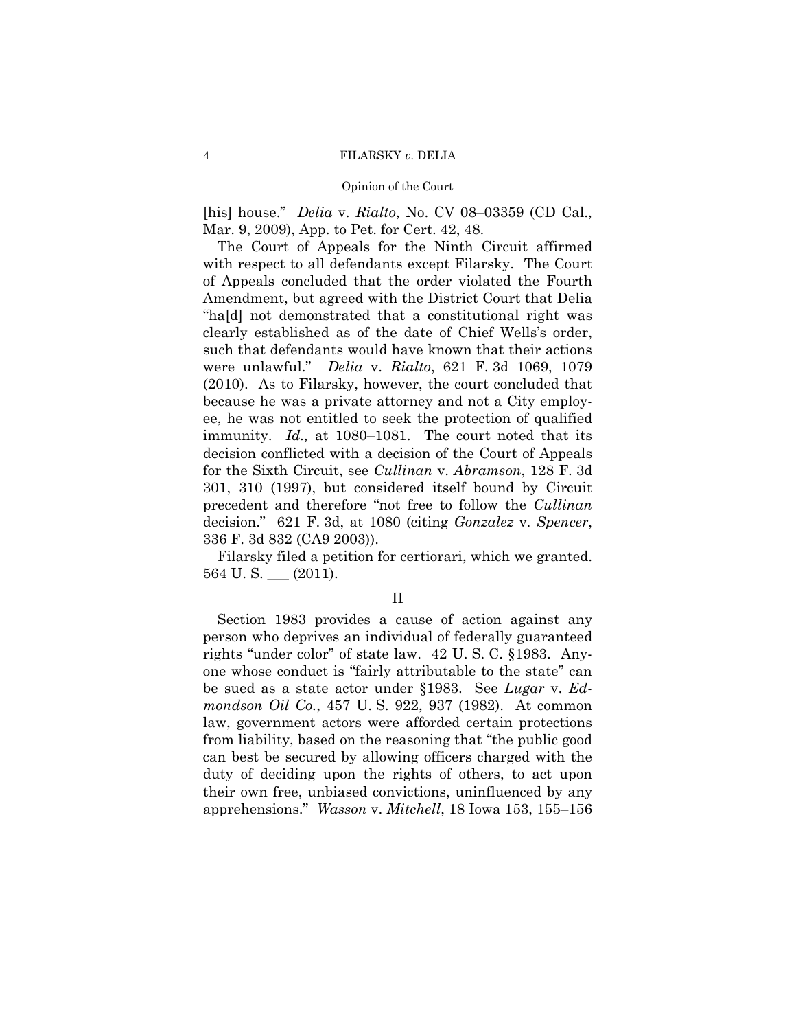[his] house." *Delia* v. *Rialto*, No. CV 08–03359 (CD Cal., Mar. 9, 2009), App. to Pet. for Cert. 42, 48.

The Court of Appeals for the Ninth Circuit affirmed with respect to all defendants except Filarsky. The Court of Appeals concluded that the order violated the Fourth Amendment, but agreed with the District Court that Delia "ha[d] not demonstrated that a constitutional right was clearly established as of the date of Chief Wells's order, such that defendants would have known that their actions were unlawful." *Delia* v. *Rialto*, 621 F. 3d 1069, 1079 (2010). As to Filarsky, however, the court concluded that because he was a private attorney and not a City employee, he was not entitled to seek the protection of qualified immunity. *Id.,* at 1080–1081. The court noted that its decision conflicted with a decision of the Court of Appeals for the Sixth Circuit, see *Cullinan* v. *Abramson*, 128 F. 3d 301, 310 (1997), but considered itself bound by Circuit precedent and therefore "not free to follow the *Cullinan* decision." 621 F. 3d, at 1080 (citing *Gonzalez* v. *Spencer*, 336 F. 3d 832 (CA9 2003)).

Filarsky filed a petition for certiorari, which we granted. 564 U. S. ___ (2011).

## II

Section 1983 provides a cause of action against any person who deprives an individual of federally guaranteed rights "under color" of state law. 42 U. S. C. §1983. Anyone whose conduct is "fairly attributable to the state" can be sued as a state actor under §1983. See *Lugar* v. *Edmondson Oil Co.*, 457 U. S. 922, 937 (1982). At common law, government actors were afforded certain protections from liability, based on the reasoning that "the public good can best be secured by allowing officers charged with the duty of deciding upon the rights of others, to act upon their own free, unbiased convictions, uninfluenced by any apprehensions." *Wasson* v. *Mitchell*, 18 Iowa 153, 155–156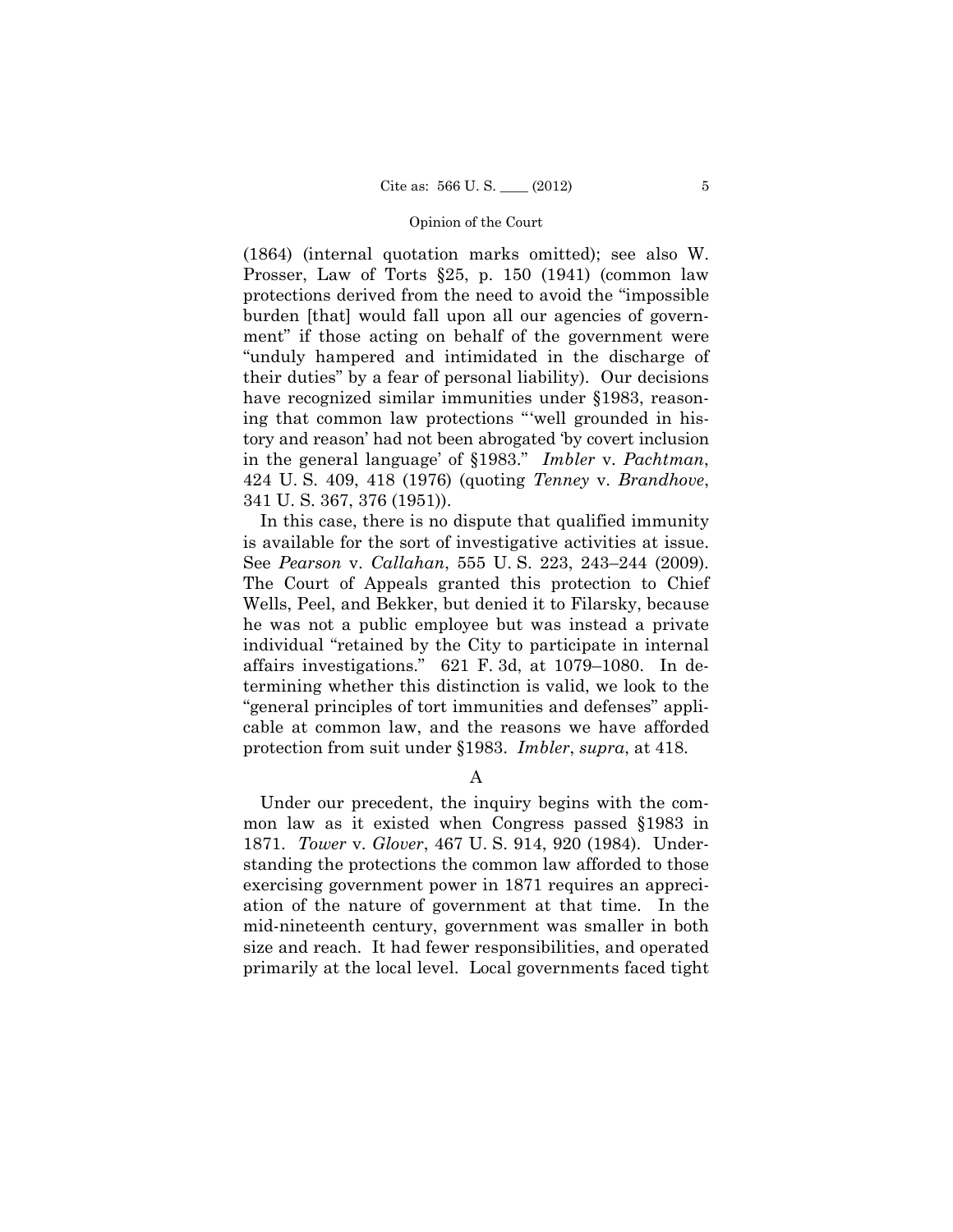(1864) (internal quotation marks omitted); see also W. Prosser, Law of Torts §25, p. 150 (1941) (common law protections derived from the need to avoid the "impossible burden [that] would fall upon all our agencies of government" if those acting on behalf of the government were "unduly hampered and intimidated in the discharge of their duties" by a fear of personal liability). Our decisions have recognized similar immunities under §1983, reasoning that common law protections "'well grounded in history and reason' had not been abrogated 'by covert inclusion in the general language' of §1983." *Imbler* v. *Pachtman*, 424 U. S. 409, 418 (1976) (quoting *Tenney* v. *Brandhove*, 341 U. S. 367, 376 (1951)).

In this case, there is no dispute that qualified immunity is available for the sort of investigative activities at issue. See *Pearson* v. *Callahan*, 555 U. S. 223, 243–244 (2009). The Court of Appeals granted this protection to Chief Wells, Peel, and Bekker, but denied it to Filarsky, because he was not a public employee but was instead a private individual "retained by the City to participate in internal affairs investigations." 621 F. 3d, at 1079–1080. In determining whether this distinction is valid, we look to the "general principles of tort immunities and defenses" applicable at common law, and the reasons we have afforded protection from suit under §1983. *Imbler*, *supra*, at 418.

A

Under our precedent, the inquiry begins with the common law as it existed when Congress passed §1983 in 1871. *Tower* v. *Glover*, 467 U. S. 914, 920 (1984). Understanding the protections the common law afforded to those exercising government power in 1871 requires an appreciation of the nature of government at that time. In the mid-nineteenth century, government was smaller in both size and reach. It had fewer responsibilities, and operated primarily at the local level. Local governments faced tight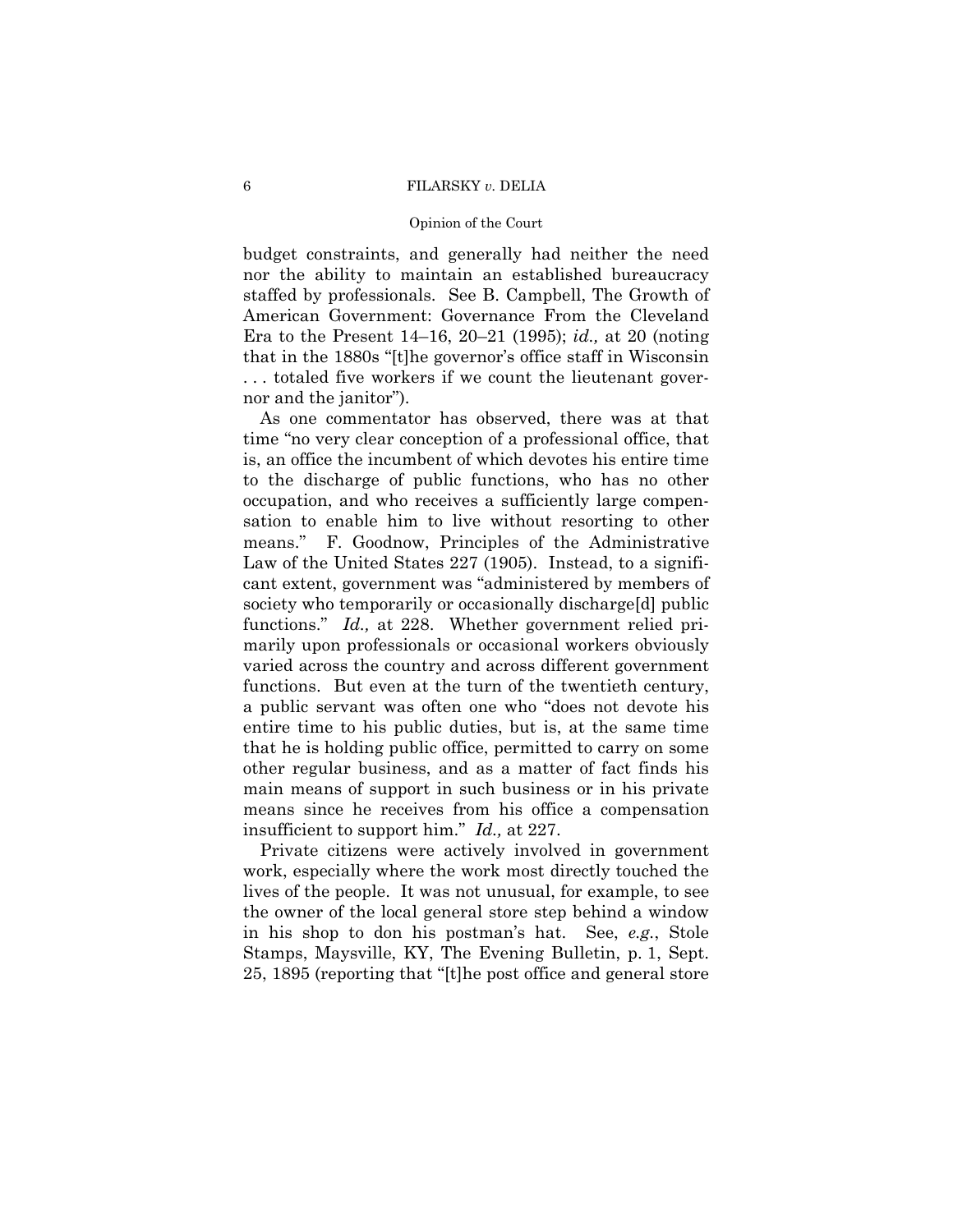budget constraints, and generally had neither the need nor the ability to maintain an established bureaucracy staffed by professionals. See B. Campbell, The Growth of American Government: Governance From the Cleveland Era to the Present 14–16, 20–21 (1995); *id.,* at 20 (noting that in the 1880s "[t]he governor's office staff in Wisconsin . . . totaled five workers if we count the lieutenant governor and the janitor").

As one commentator has observed, there was at that time "no very clear conception of a professional office, that is, an office the incumbent of which devotes his entire time to the discharge of public functions, who has no other occupation, and who receives a sufficiently large compensation to enable him to live without resorting to other means." F. Goodnow, Principles of the Administrative Law of the United States 227 (1905). Instead, to a significant extent, government was "administered by members of society who temporarily or occasionally discharge[d] public functions." *Id.,* at 228. Whether government relied primarily upon professionals or occasional workers obviously varied across the country and across different government functions. But even at the turn of the twentieth century, a public servant was often one who "does not devote his entire time to his public duties, but is, at the same time that he is holding public office, permitted to carry on some other regular business, and as a matter of fact finds his main means of support in such business or in his private means since he receives from his office a compensation insufficient to support him." *Id.,* at 227.

Private citizens were actively involved in government work, especially where the work most directly touched the lives of the people. It was not unusual, for example, to see the owner of the local general store step behind a window in his shop to don his postman's hat. See, *e.g.*, Stole Stamps, Maysville, KY, The Evening Bulletin, p. 1, Sept. 25, 1895 (reporting that "[t]he post office and general store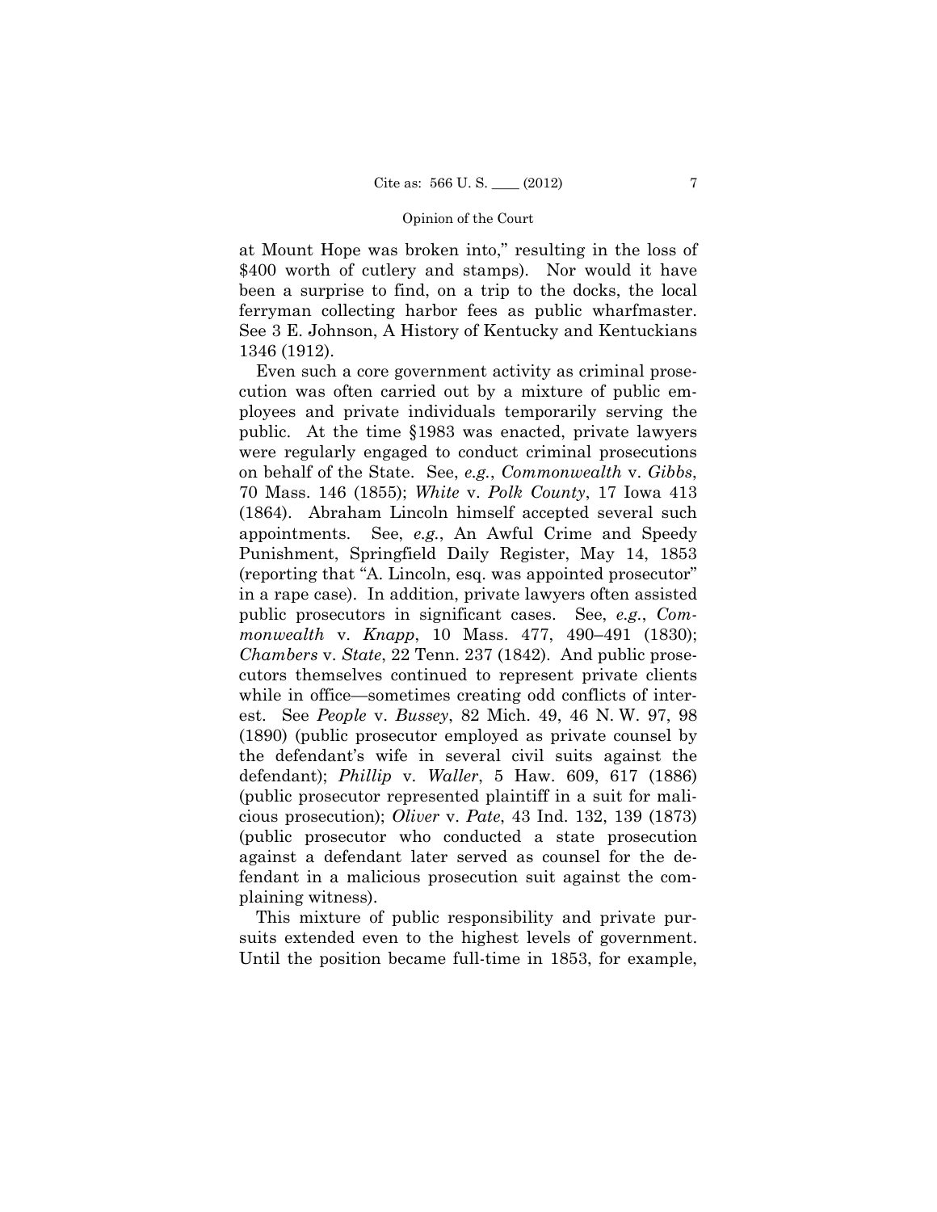at Mount Hope was broken into," resulting in the loss of $400 worth of cutlery and stamps). Nor would it have been a surprise to find, on a trip to the docks, the local ferryman collecting harbor fees as public wharfmaster. See 3 E. Johnson, A History of Kentucky and Kentuckians 1346 (1912).

Even such a core government activity as criminal prosecution was often carried out by a mixture of public employees and private individuals temporarily serving the public. At the time §1983 was enacted, private lawyers were regularly engaged to conduct criminal prosecutions on behalf of the State. See, *e.g.*, *Commonwealth* v. *Gibbs*, 70 Mass. 146 (1855); *White* v. *Polk County*, 17 Iowa 413 (1864). Abraham Lincoln himself accepted several such appointments. See, *e.g.*, An Awful Crime and Speedy Punishment, Springfield Daily Register, May 14, 1853 (reporting that "A. Lincoln, esq. was appointed prosecutor" in a rape case). In addition, private lawyers often assisted public prosecutors in significant cases. See, *e.g.*, *Commonwealth* v. *Knapp*, 10 Mass. 477, 490–491 (1830); *Chambers* v. *State*, 22 Tenn. 237 (1842). And public prosecutors themselves continued to represent private clients while in office—sometimes creating odd conflicts of interest. See *People* v. *Bussey*, 82 Mich. 49, 46 N. W. 97, 98 (1890) (public prosecutor employed as private counsel by the defendant's wife in several civil suits against the defendant); *Phillip* v. *Waller*, 5 Haw. 609, 617 (1886) (public prosecutor represented plaintiff in a suit for malicious prosecution); *Oliver* v. *Pate*, 43 Ind. 132, 139 (1873) (public prosecutor who conducted a state prosecution against a defendant later served as counsel for the defendant in a malicious prosecution suit against the complaining witness).

This mixture of public responsibility and private pursuits extended even to the highest levels of government. Until the position became full-time in 1853, for example,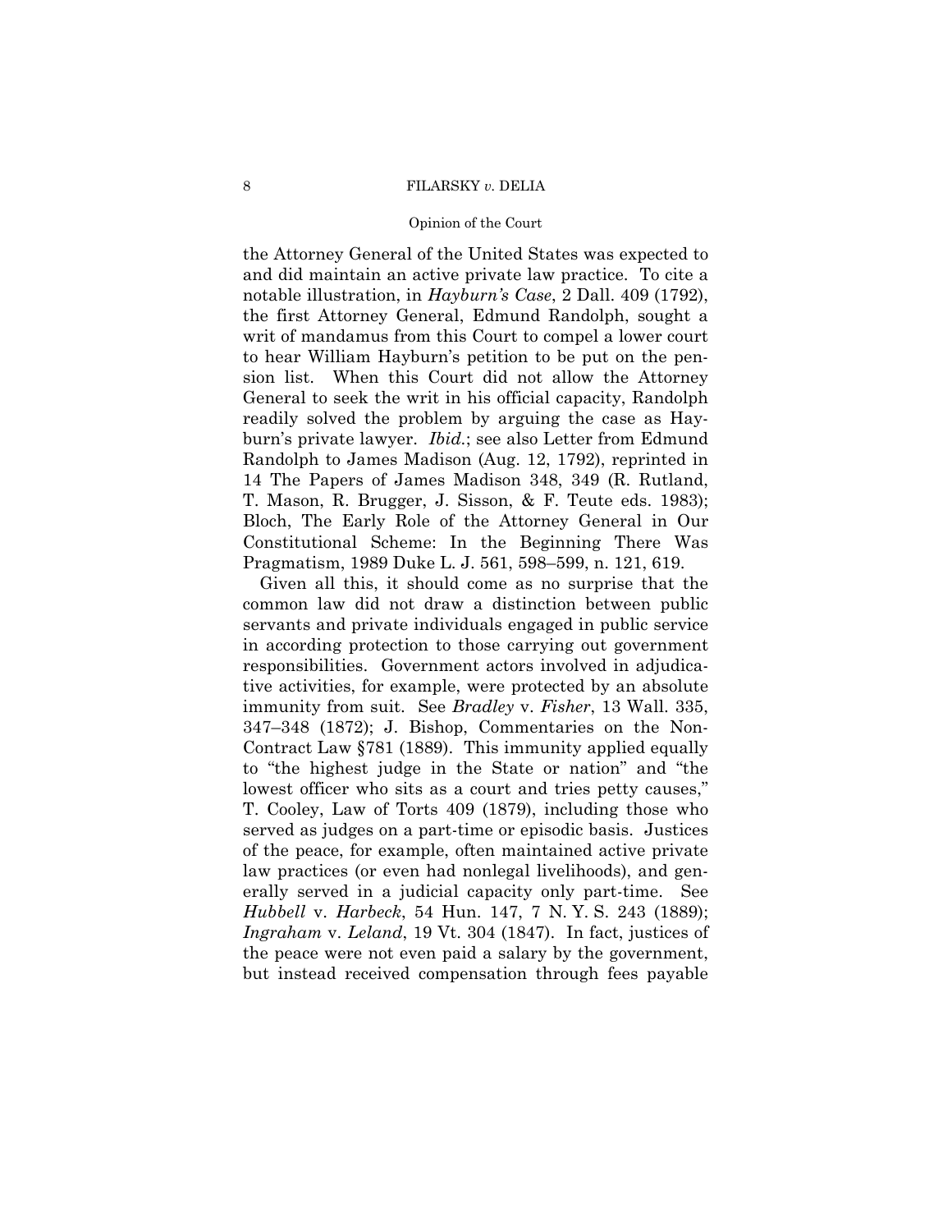the Attorney General of the United States was expected to and did maintain an active private law practice. To cite a notable illustration, in *Hayburn's Case*, 2 Dall. 409 (1792), the first Attorney General, Edmund Randolph, sought a writ of mandamus from this Court to compel a lower court to hear William Hayburn's petition to be put on the pension list. When this Court did not allow the Attorney General to seek the writ in his official capacity, Randolph readily solved the problem by arguing the case as Hayburn's private lawyer. *Ibid.*; see also Letter from Edmund Randolph to James Madison (Aug. 12, 1792), reprinted in 14 The Papers of James Madison 348, 349 (R. Rutland, T. Mason, R. Brugger, J. Sisson, & F. Teute eds. 1983); Bloch, The Early Role of the Attorney General in Our Constitutional Scheme: In the Beginning There Was Pragmatism, 1989 Duke L. J. 561, 598–599, n. 121, 619.

Given all this, it should come as no surprise that the common law did not draw a distinction between public servants and private individuals engaged in public service in according protection to those carrying out government responsibilities. Government actors involved in adjudicative activities, for example, were protected by an absolute immunity from suit. See *Bradley* v. *Fisher*, 13 Wall. 335, 347–348 (1872); J. Bishop, Commentaries on the Non-Contract Law §781 (1889). This immunity applied equally to "the highest judge in the State or nation" and "the lowest officer who sits as a court and tries petty causes," T. Cooley, Law of Torts 409 (1879), including those who served as judges on a part-time or episodic basis. Justices of the peace, for example, often maintained active private law practices (or even had nonlegal livelihoods), and generally served in a judicial capacity only part-time. See *Hubbell* v. *Harbeck*, 54 Hun. 147, 7 N. Y. S. 243 (1889); *Ingraham* v. *Leland*, 19 Vt. 304 (1847). In fact, justices of the peace were not even paid a salary by the government, but instead received compensation through fees payable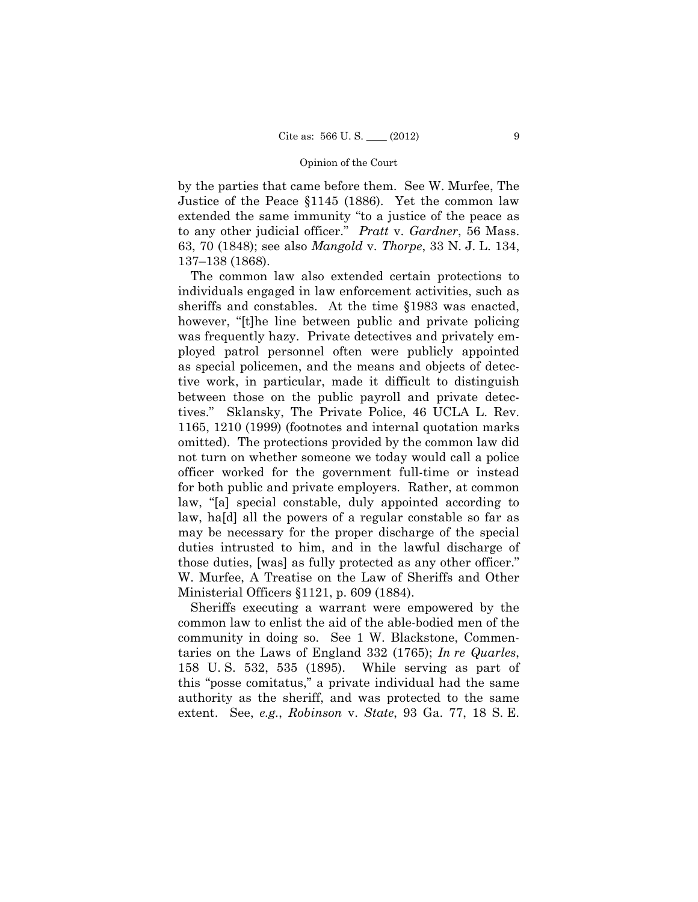by the parties that came before them. See W. Murfee, The Justice of the Peace §1145 (1886). Yet the common law extended the same immunity "to a justice of the peace as to any other judicial officer." *Pratt* v. *Gardner*, 56 Mass. 63, 70 (1848); see also *Mangold* v. *Thorpe*, 33 N. J. L. 134, 137–138 (1868).

The common law also extended certain protections to individuals engaged in law enforcement activities, such as sheriffs and constables. At the time §1983 was enacted, however, "[t]he line between public and private policing was frequently hazy. Private detectives and privately employed patrol personnel often were publicly appointed as special policemen, and the means and objects of detective work, in particular, made it difficult to distinguish between those on the public payroll and private detectives." Sklansky, The Private Police, 46 UCLA L. Rev. 1165, 1210 (1999) (footnotes and internal quotation marks omitted). The protections provided by the common law did not turn on whether someone we today would call a police officer worked for the government full-time or instead for both public and private employers. Rather, at common law, "[a] special constable, duly appointed according to law, ha[d] all the powers of a regular constable so far as may be necessary for the proper discharge of the special duties intrusted to him, and in the lawful discharge of those duties, [was] as fully protected as any other officer." W. Murfee, A Treatise on the Law of Sheriffs and Other Ministerial Officers §1121, p. 609 (1884).

Sheriffs executing a warrant were empowered by the common law to enlist the aid of the able-bodied men of the community in doing so. See 1 W. Blackstone, Commentaries on the Laws of England 332 (1765); *In re Quarles*, 158 U. S. 532, 535 (1895). While serving as part of this "posse comitatus," a private individual had the same authority as the sheriff, and was protected to the same extent. See, *e.g.*, *Robinson* v. *State*, 93 Ga. 77, 18 S. E.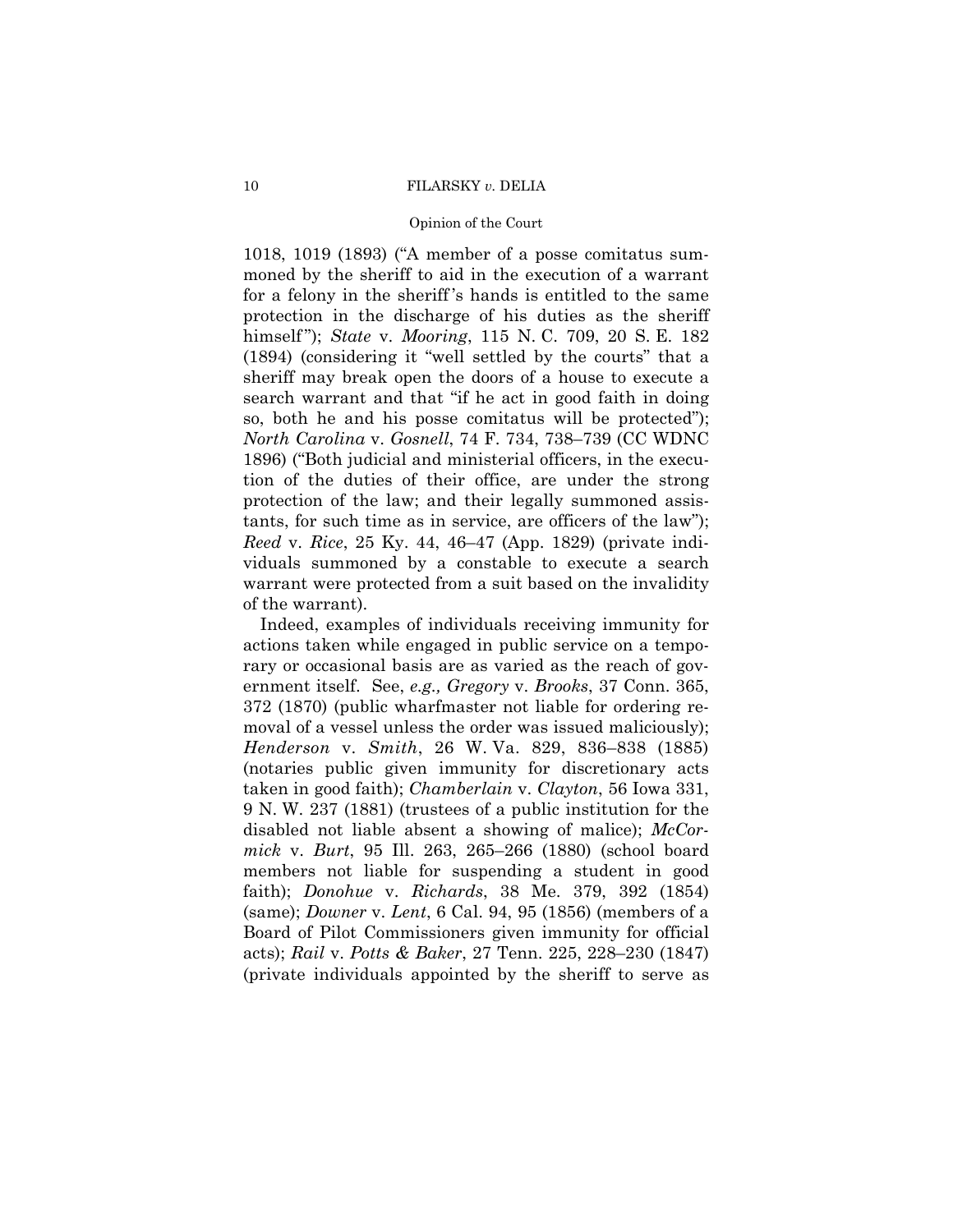1018, 1019 (1893) ("A member of a posse comitatus summoned by the sheriff to aid in the execution of a warrant for a felony in the sheriff's hands is entitled to the same protection in the discharge of his duties as the sheriff himself"); *State* v. *Mooring*, 115 N. C. 709, 20 S. E. 182 (1894) (considering it "well settled by the courts" that a sheriff may break open the doors of a house to execute a search warrant and that "if he act in good faith in doing so, both he and his posse comitatus will be protected"); *North Carolina* v. *Gosnell*, 74 F. 734, 738–739 (CC WDNC 1896) ("Both judicial and ministerial officers, in the execution of the duties of their office, are under the strong protection of the law; and their legally summoned assistants, for such time as in service, are officers of the law"); *Reed* v. *Rice*, 25 Ky. 44, 46–47 (App. 1829) (private individuals summoned by a constable to execute a search warrant were protected from a suit based on the invalidity of the warrant).

Indeed, examples of individuals receiving immunity for actions taken while engaged in public service on a temporary or occasional basis are as varied as the reach of government itself. See, *e.g., Gregory* v. *Brooks*, 37 Conn. 365, 372 (1870) (public wharfmaster not liable for ordering removal of a vessel unless the order was issued maliciously); *Henderson* v. *Smith*, 26 W. Va. 829, 836–838 (1885) (notaries public given immunity for discretionary acts taken in good faith); *Chamberlain* v. *Clayton*, 56 Iowa 331, 9 N. W. 237 (1881) (trustees of a public institution for the disabled not liable absent a showing of malice); *McCormick* v. *Burt*, 95 Ill. 263, 265–266 (1880) (school board members not liable for suspending a student in good faith); *Donohue* v. *Richards*, 38 Me. 379, 392 (1854) (same); *Downer* v. *Lent*, 6 Cal. 94, 95 (1856) (members of a Board of Pilot Commissioners given immunity for official acts); *Rail* v. *Potts & Baker*, 27 Tenn. 225, 228–230 (1847) (private individuals appointed by the sheriff to serve as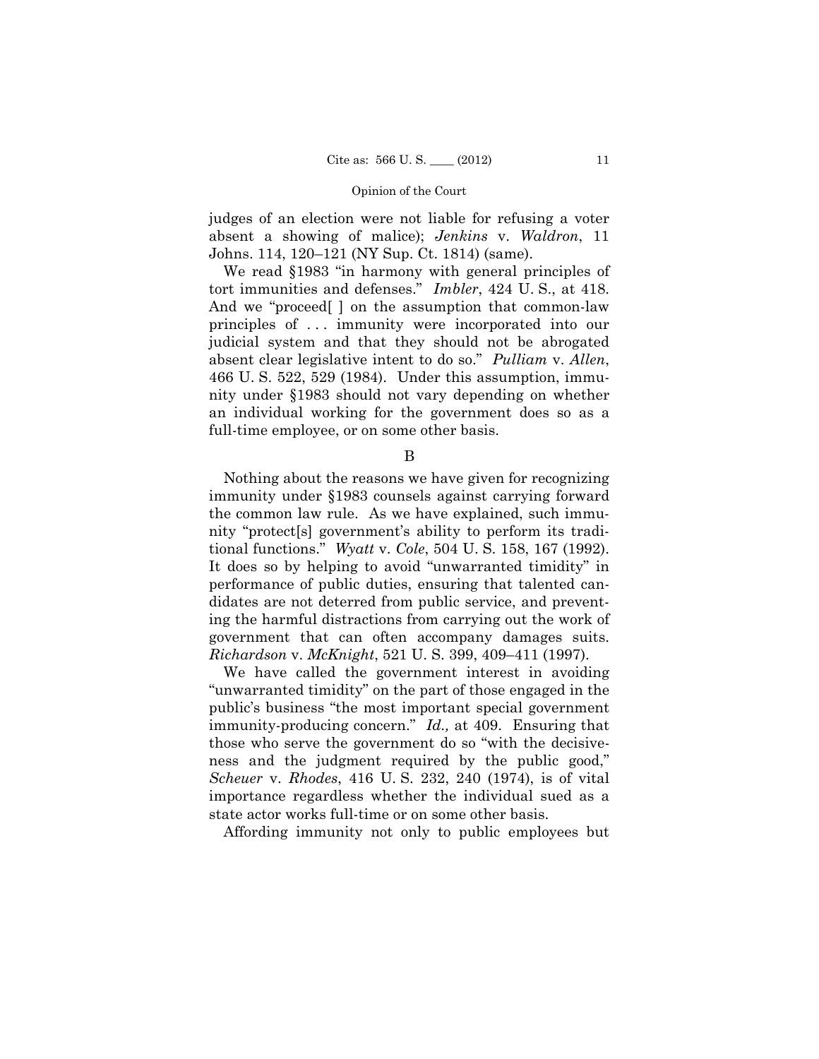judges of an election were not liable for refusing a voter absent a showing of malice); *Jenkins* v. *Waldron*, 11 Johns. 114, 120–121 (NY Sup. Ct. 1814) (same).

We read §1983 "in harmony with general principles of tort immunities and defenses." *Imbler*, 424 U. S., at 418. And we "proceed[ ] on the assumption that common-law principles of . . . immunity were incorporated into our judicial system and that they should not be abrogated absent clear legislative intent to do so." *Pulliam* v. *Allen*, 466 U. S. 522, 529 (1984). Under this assumption, immunity under §1983 should not vary depending on whether an individual working for the government does so as a full-time employee, or on some other basis.

B

Nothing about the reasons we have given for recognizing immunity under §1983 counsels against carrying forward the common law rule. As we have explained, such immunity "protect[s] government's ability to perform its traditional functions." *Wyatt* v. *Cole*, 504 U. S. 158, 167 (1992). It does so by helping to avoid "unwarranted timidity" in performance of public duties, ensuring that talented candidates are not deterred from public service, and preventing the harmful distractions from carrying out the work of government that can often accompany damages suits. *Richardson* v. *McKnight*, 521 U. S. 399, 409–411 (1997).

We have called the government interest in avoiding "unwarranted timidity" on the part of those engaged in the public's business "the most important special government immunity-producing concern." *Id.,* at 409. Ensuring that those who serve the government do so "with the decisiveness and the judgment required by the public good," *Scheuer* v. *Rhodes*, 416 U. S. 232, 240 (1974), is of vital importance regardless whether the individual sued as a state actor works full-time or on some other basis.

Affording immunity not only to public employees but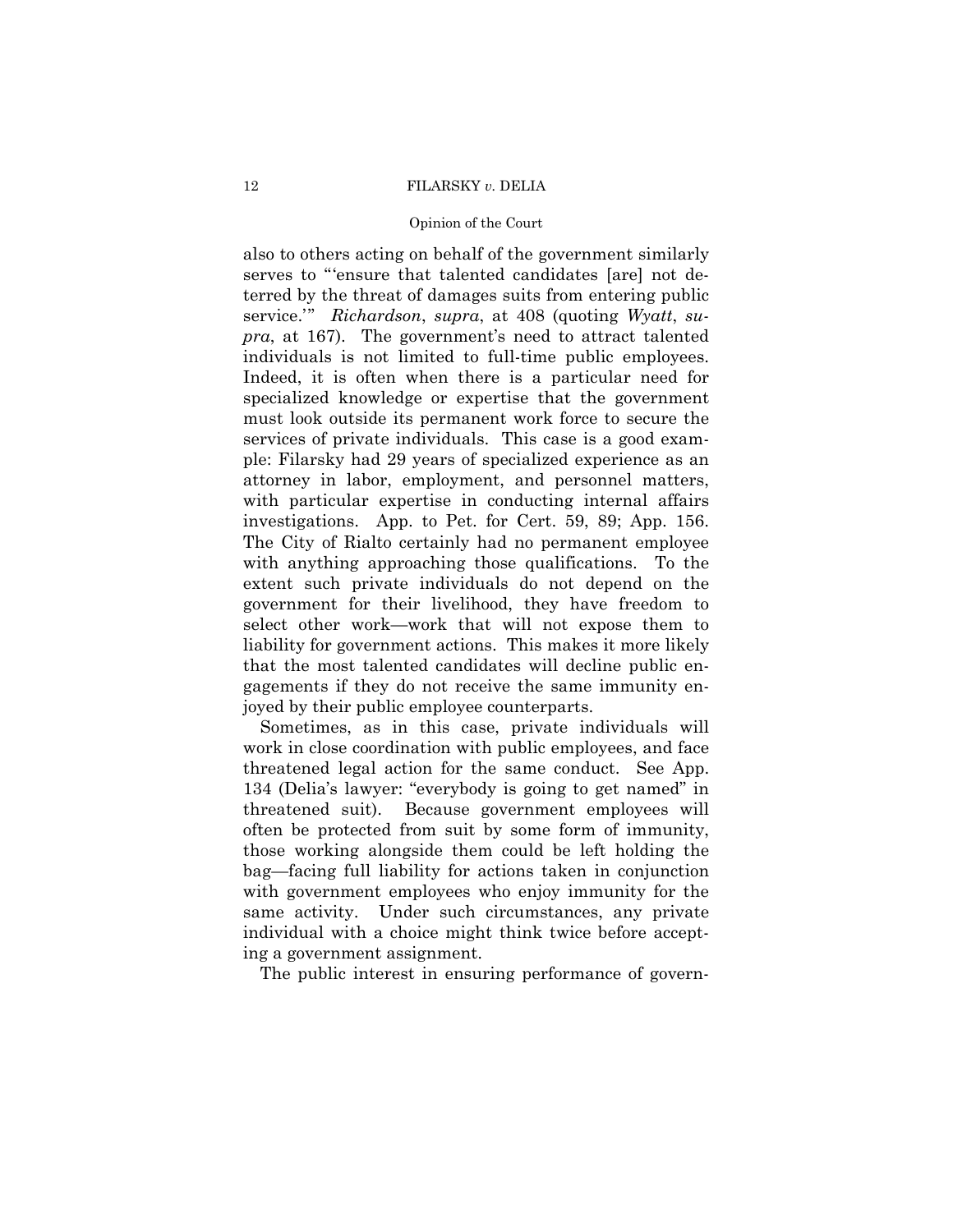also to others acting on behalf of the government similarly serves to "'ensure that talented candidates [are] not deterred by the threat of damages suits from entering public service.'" *Richardson*, *supra*, at 408 (quoting *Wyatt*, *supra*, at 167). The government's need to attract talented individuals is not limited to full-time public employees. Indeed, it is often when there is a particular need for specialized knowledge or expertise that the government must look outside its permanent work force to secure the services of private individuals. This case is a good example: Filarsky had 29 years of specialized experience as an attorney in labor, employment, and personnel matters, with particular expertise in conducting internal affairs investigations. App. to Pet. for Cert. 59, 89; App. 156. The City of Rialto certainly had no permanent employee with anything approaching those qualifications. To the extent such private individuals do not depend on the government for their livelihood, they have freedom to select other work—work that will not expose them to liability for government actions. This makes it more likely that the most talented candidates will decline public engagements if they do not receive the same immunity enjoyed by their public employee counterparts.

Sometimes, as in this case, private individuals will work in close coordination with public employees, and face threatened legal action for the same conduct. See App. 134 (Delia's lawyer: "everybody is going to get named" in threatened suit). Because government employees will often be protected from suit by some form of immunity, those working alongside them could be left holding the bag—facing full liability for actions taken in conjunction with government employees who enjoy immunity for the same activity. Under such circumstances, any private individual with a choice might think twice before accepting a government assignment.

The public interest in ensuring performance of govern-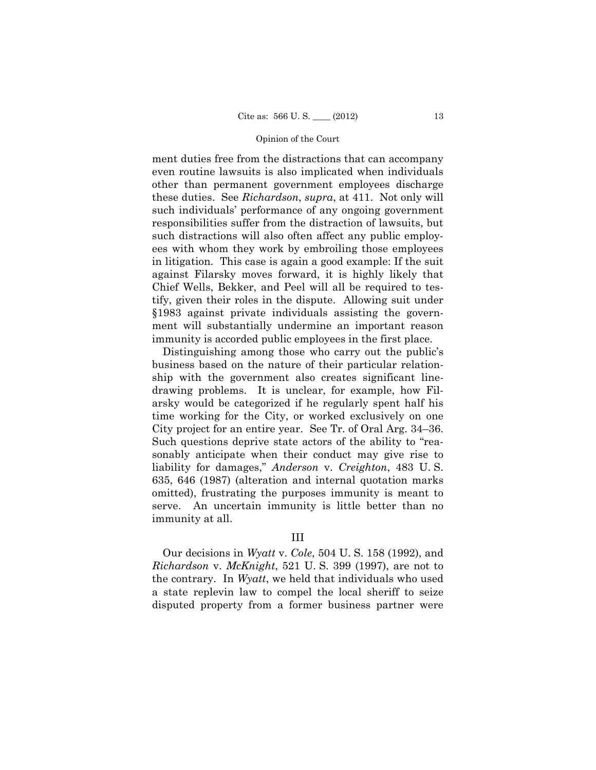ment duties free from the distractions that can accompany even routine lawsuits is also implicated when individuals other than permanent government employees discharge these duties. See *Richardson*, *supra*, at 411. Not only will such individuals' performance of any ongoing government responsibilities suffer from the distraction of lawsuits, but such distractions will also often affect any public employees with whom they work by embroiling those employees in litigation. This case is again a good example: If the suit against Filarsky moves forward, it is highly likely that Chief Wells, Bekker, and Peel will all be required to testify, given their roles in the dispute. Allowing suit under §1983 against private individuals assisting the government will substantially undermine an important reason immunity is accorded public employees in the first place.

Distinguishing among those who carry out the public's business based on the nature of their particular relationship with the government also creates significant line-drawing problems. It is unclear, for example, how Filarsky would be categorized if he regularly spent half his time working for the City, or worked exclusively on one City project for an entire year. See Tr. of Oral Arg. 34–36. Such questions deprive state actors of the ability to "reasonably anticipate when their conduct may give rise to liability for damages," *Anderson* v. *Creighton*, 483 U. S. 635, 646 (1987) (alteration and internal quotation marks omitted), frustrating the purposes immunity is meant to serve. An uncertain immunity is little better than no immunity at all.

## III

Our decisions in *Wyatt* v. *Cole*, 504 U. S. 158 (1992), and *Richardson* v. *McKnight*, 521 U. S. 399 (1997), are not to the contrary. In *Wyatt*, we held that individuals who used a state replevin law to compel the local sheriff to seize disputed property from a former business partner were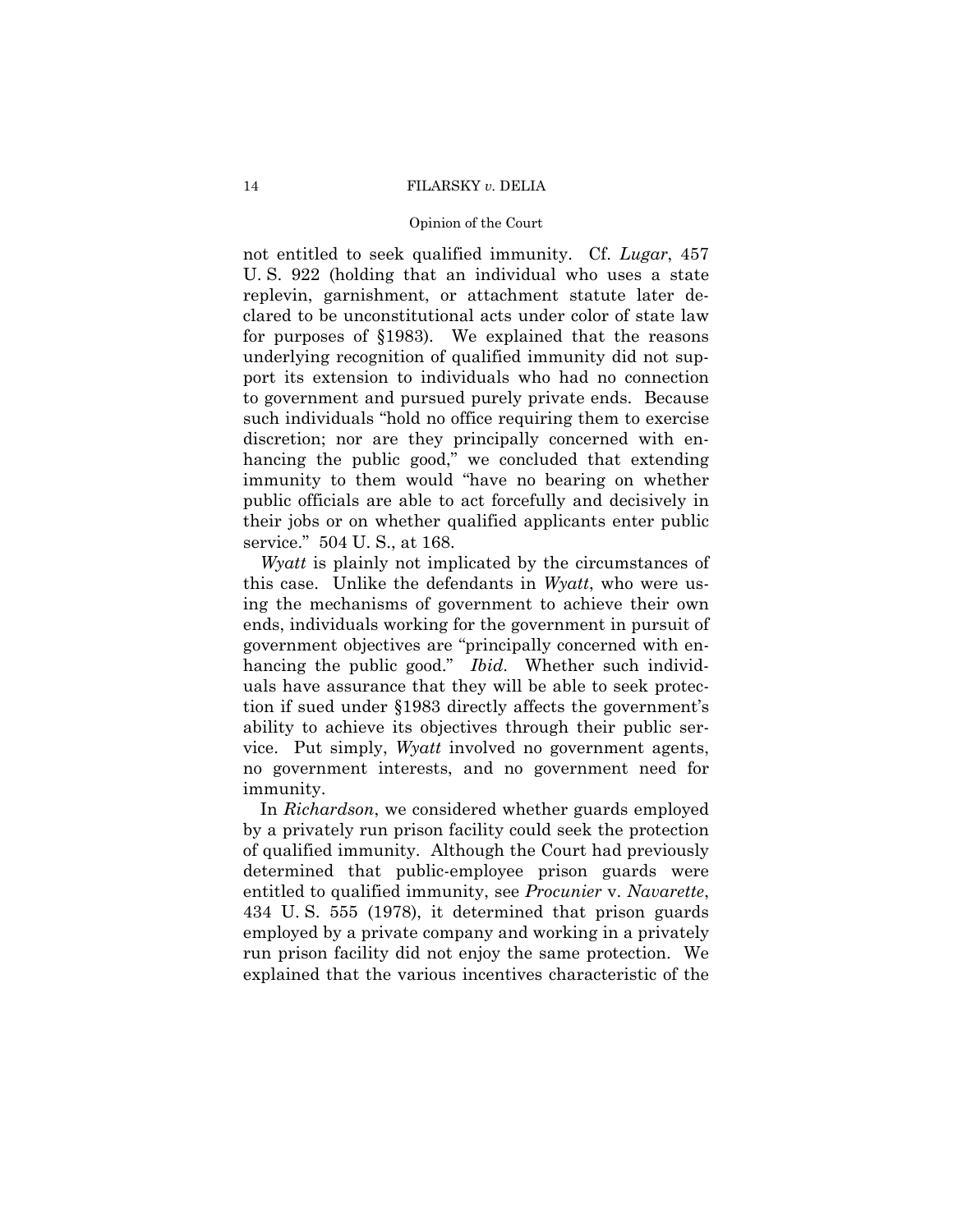not entitled to seek qualified immunity. Cf. *Lugar*, 457 U. S. 922 (holding that an individual who uses a state replevin, garnishment, or attachment statute later declared to be unconstitutional acts under color of state law for purposes of §1983). We explained that the reasons underlying recognition of qualified immunity did not support its extension to individuals who had no connection to government and pursued purely private ends. Because such individuals "hold no office requiring them to exercise discretion; nor are they principally concerned with enhancing the public good," we concluded that extending immunity to them would "have no bearing on whether public officials are able to act forcefully and decisively in their jobs or on whether qualified applicants enter public service." 504 U. S., at 168.

*Wyatt* is plainly not implicated by the circumstances of this case. Unlike the defendants in *Wyatt*, who were using the mechanisms of government to achieve their own ends, individuals working for the government in pursuit of government objectives are "principally concerned with enhancing the public good." *Ibid.* Whether such individuals have assurance that they will be able to seek protection if sued under §1983 directly affects the government's ability to achieve its objectives through their public service. Put simply, *Wyatt* involved no government agents, no government interests, and no government need for immunity.

In *Richardson*, we considered whether guards employed by a privately run prison facility could seek the protection of qualified immunity. Although the Court had previously determined that public-employee prison guards were entitled to qualified immunity, see *Procunier* v. *Navarette*, 434 U. S. 555 (1978), it determined that prison guards employed by a private company and working in a privately run prison facility did not enjoy the same protection. We explained that the various incentives characteristic of the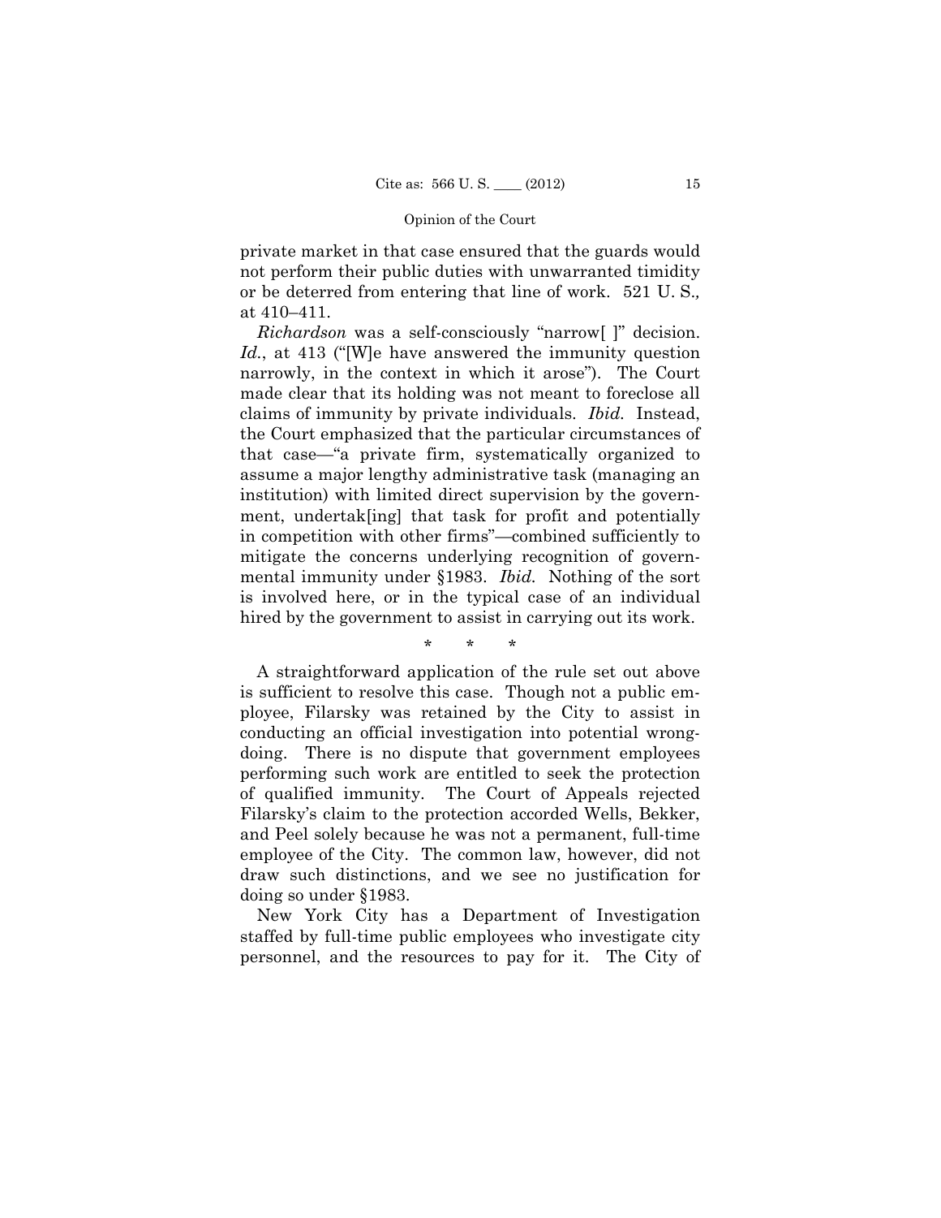private market in that case ensured that the guards would not perform their public duties with unwarranted timidity or be deterred from entering that line of work. 521 U. S., at 410–411.

*Richardson* was a self-consciously "narrow[ ]" decision. *Id.*, at 413 ("[W]e have answered the immunity question narrowly, in the context in which it arose"). The Court made clear that its holding was not meant to foreclose all claims of immunity by private individuals. *Ibid.* Instead, the Court emphasized that the particular circumstances of that case—"a private firm, systematically organized to assume a major lengthy administrative task (managing an institution) with limited direct supervision by the government, undertak[ing] that task for profit and potentially in competition with other firms"—combined sufficiently to mitigate the concerns underlying recognition of governmental immunity under §1983. *Ibid.* Nothing of the sort is involved here, or in the typical case of an individual hired by the government to assist in carrying out its work.

\* \* \*

A straightforward application of the rule set out above is sufficient to resolve this case. Though not a public employee, Filarsky was retained by the City to assist in conducting an official investigation into potential wrongdoing. There is no dispute that government employees performing such work are entitled to seek the protection of qualified immunity. The Court of Appeals rejected Filarsky's claim to the protection accorded Wells, Bekker, and Peel solely because he was not a permanent, full-time employee of the City. The common law, however, did not draw such distinctions, and we see no justification for doing so under §1983.

New York City has a Department of Investigation staffed by full-time public employees who investigate city personnel, and the resources to pay for it. The City of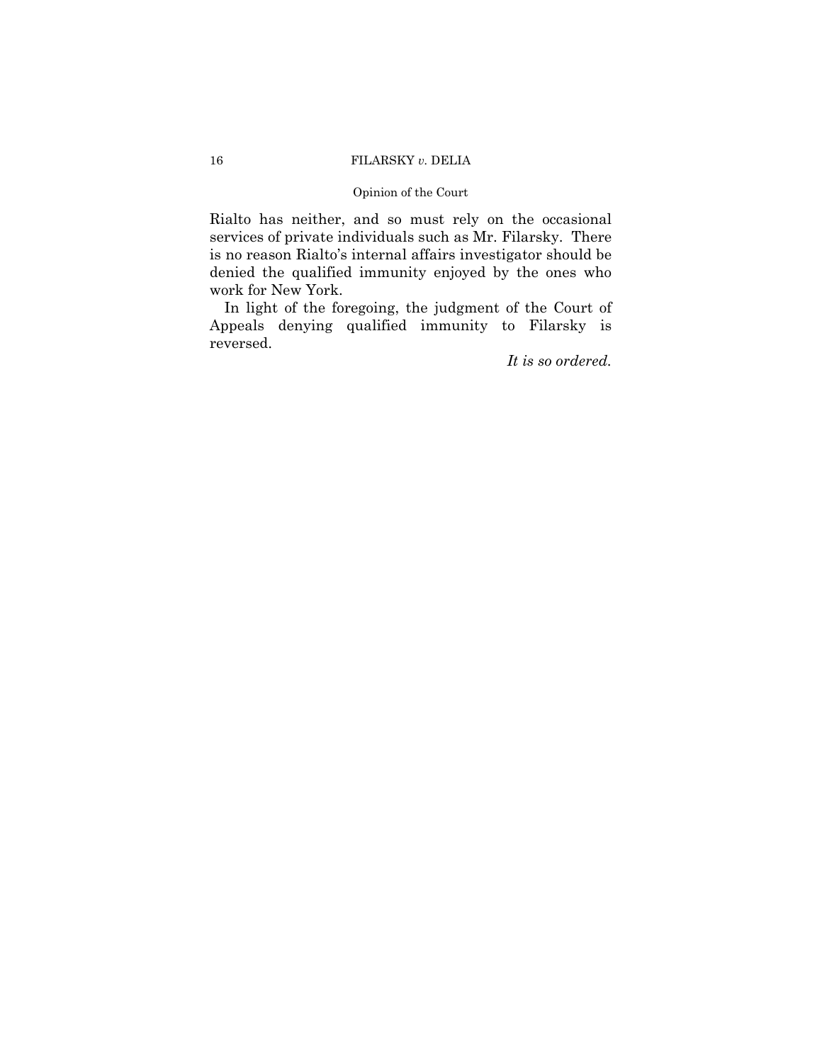Rialto has neither, and so must rely on the occasional services of private individuals such as Mr. Filarsky. There is no reason Rialto's internal affairs investigator should be denied the qualified immunity enjoyed by the ones who work for New York.

In light of the foregoing, the judgment of the Court of Appeals denying qualified immunity to Filarsky is reversed.

*It is so ordered.*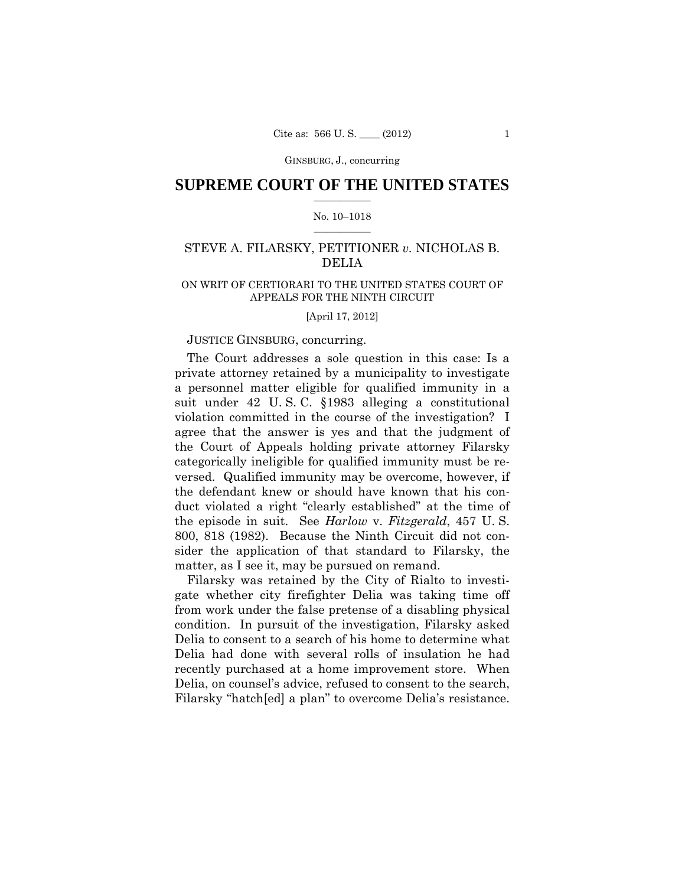## SUPREME COURT OF THE UNITED STATES

No. 10–1018

STEVE A. FILARSKY, PETITIONER *v.* NICHOLAS B. DELIA

ON WRIT OF CERTIORARI TO THE UNITED STATES COURT OF APPEALS FOR THE NINTH CIRCUIT

[April 17, 2012]

JUSTICE GINSBURG, concurring.

The Court addresses a sole question in this case: Is a private attorney retained by a municipality to investigate a personnel matter eligible for qualified immunity in a suit under 42 U. S. C. §1983 alleging a constitutional violation committed in the course of the investigation? I agree that the answer is yes and that the judgment of the Court of Appeals holding private attorney Filarsky categorically ineligible for qualified immunity must be reversed. Qualified immunity may be overcome, however, if the defendant knew or should have known that his conduct violated a right "clearly established" at the time of the episode in suit. See *Harlow* v. *Fitzgerald*, 457 U. S. 800, 818 (1982). Because the Ninth Circuit did not consider the application of that standard to Filarsky, the matter, as I see it, may be pursued on remand.

Filarsky was retained by the City of Rialto to investigate whether city firefighter Delia was taking time off from work under the false pretense of a disabling physical condition. In pursuit of the investigation, Filarsky asked Delia to consent to a search of his home to determine what Delia had done with several rolls of insulation he had recently purchased at a home improvement store. When Delia, on counsel's advice, refused to consent to the search, Filarsky "hatch[ed] a plan" to overcome Delia's resistance.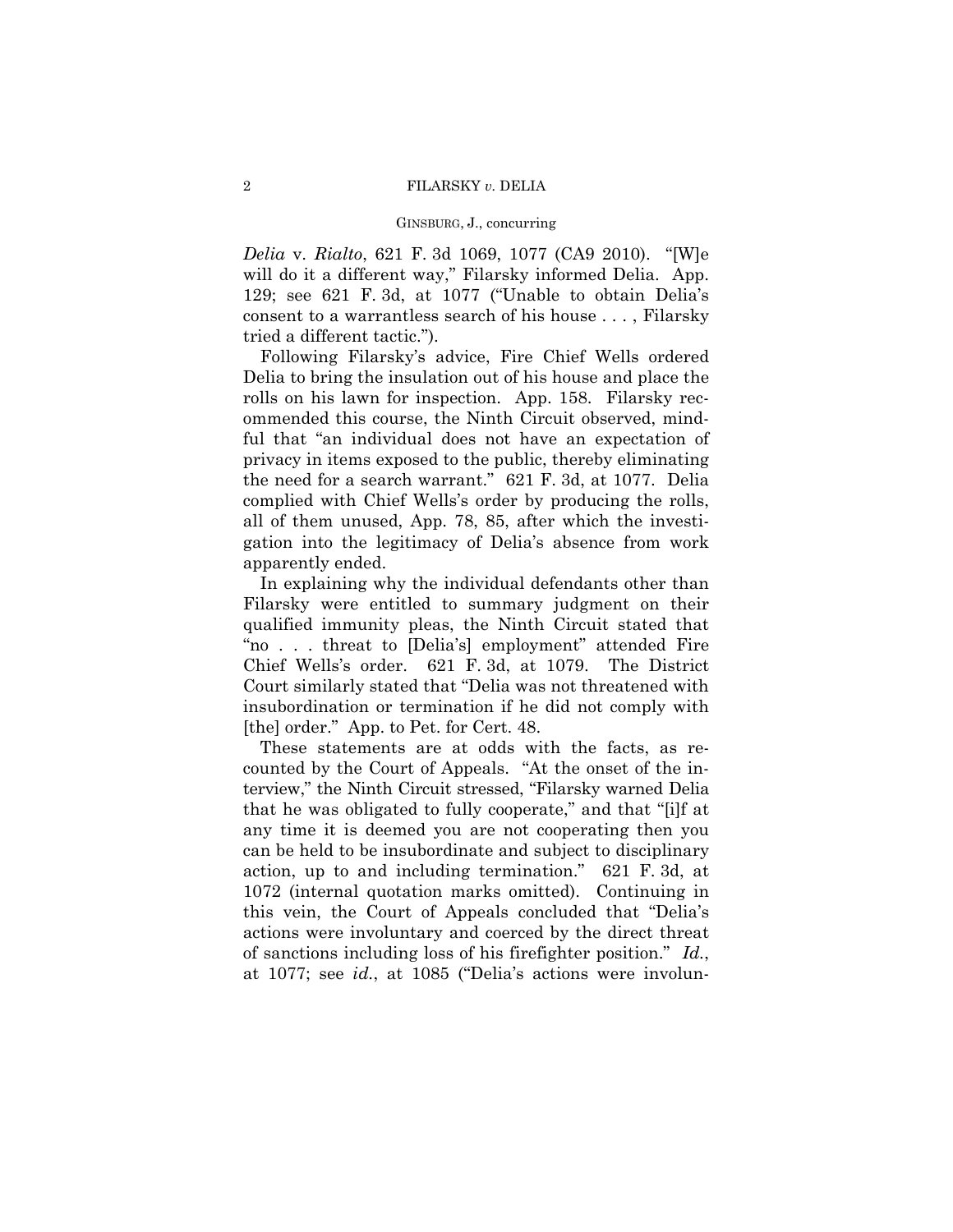*Delia* v. *Rialto*, 621 F. 3d 1069, 1077 (CA9 2010). "[W]e will do it a different way," Filarsky informed Delia. App. 129; see 621 F. 3d, at 1077 ("Unable to obtain Delia's consent to a warrantless search of his house . . . , Filarsky tried a different tactic.").

Following Filarsky's advice, Fire Chief Wells ordered Delia to bring the insulation out of his house and place the rolls on his lawn for inspection. App. 158. Filarsky recommended this course, the Ninth Circuit observed, mindful that "an individual does not have an expectation of privacy in items exposed to the public, thereby eliminating the need for a search warrant." 621 F. 3d, at 1077. Delia complied with Chief Wells's order by producing the rolls, all of them unused, App. 78, 85, after which the investigation into the legitimacy of Delia's absence from work apparently ended.

In explaining why the individual defendants other than Filarsky were entitled to summary judgment on their qualified immunity pleas, the Ninth Circuit stated that "no . . . threat to [Delia's] employment" attended Fire Chief Wells's order. 621 F. 3d, at 1079. The District Court similarly stated that "Delia was not threatened with insubordination or termination if he did not comply with [the] order." App. to Pet. for Cert. 48.

These statements are at odds with the facts, as recounted by the Court of Appeals. "At the onset of the interview," the Ninth Circuit stressed, "Filarsky warned Delia that he was obligated to fully cooperate," and that "[i]f at any time it is deemed you are not cooperating then you can be held to be insubordinate and subject to disciplinary action, up to and including termination." 621 F. 3d, at 1072 (internal quotation marks omitted). Continuing in this vein, the Court of Appeals concluded that "Delia's actions were involuntary and coerced by the direct threat of sanctions including loss of his firefighter position." *Id.*, at 1077; see *id.*, at 1085 ("Delia's actions were involun-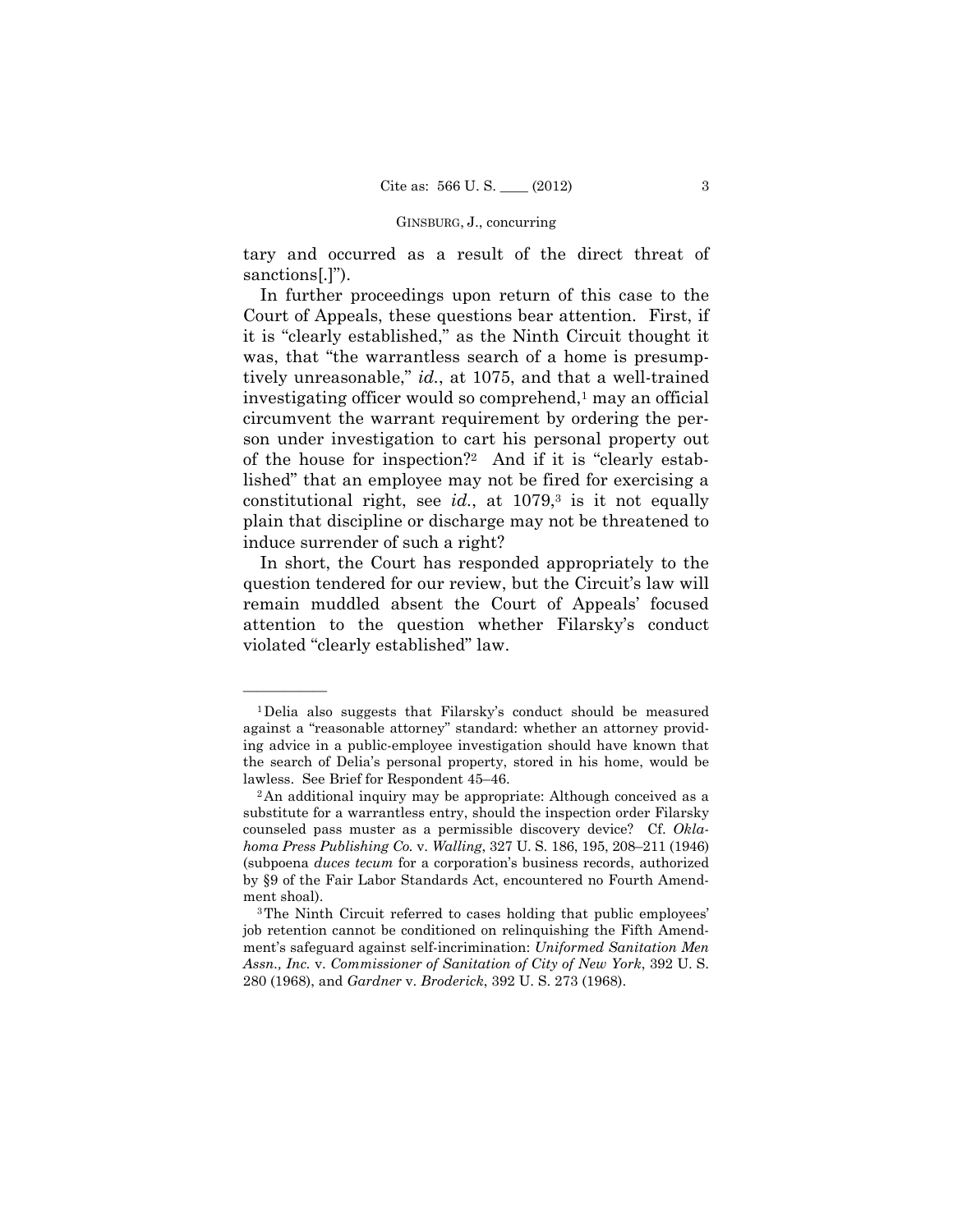tary and occurred as a result of the direct threat of sanctions[.]").

In further proceedings upon return of this case to the Court of Appeals, these questions bear attention. First, if it is "clearly established," as the Ninth Circuit thought it was, that "the warrantless search of a home is presumptively unreasonable," *id.*, at 1075, and that a well-trained investigating officer would so comprehend,[1] may an official circumvent the warrant requirement by ordering the person under investigation to cart his personal property out of the house for inspection?[2] And if it is "clearly established" that an employee may not be fired for exercising a constitutional right, see *id.*, at 1079,[3] is it not equally plain that discipline or discharge may not be threatened to induce surrender of such a right?

In short, the Court has responded appropriately to the question tendered for our review, but the Circuit's law will remain muddled absent the Court of Appeals' focused attention to the question whether Filarsky's conduct violated "clearly established" law.

---

[1] Delia also suggests that Filarsky's conduct should be measured against a "reasonable attorney" standard: whether an attorney providing advice in a public-employee investigation should have known that the search of Delia's personal property, stored in his home, would be lawless. See Brief for Respondent 45–46.

[2] An additional inquiry may be appropriate: Although conceived as a substitute for a warrantless entry, should the inspection order Filarsky counseled pass muster as a permissible discovery device? Cf. *Oklahoma Press Publishing Co.* v. *Walling*, 327 U. S. 186, 195, 208–211 (1946) (subpoena *duces tecum* for a corporation's business records, authorized by §9 of the Fair Labor Standards Act, encountered no Fourth Amendment shoal).

[3] The Ninth Circuit referred to cases holding that public employees' job retention cannot be conditioned on relinquishing the Fifth Amendment's safeguard against self-incrimination: *Uniformed Sanitation Men Assn., Inc.* v. *Commissioner of Sanitation of City of New York*, 392 U. S. 280 (1968), and *Gardner* v. *Broderick*, 392 U. S. 273 (1968).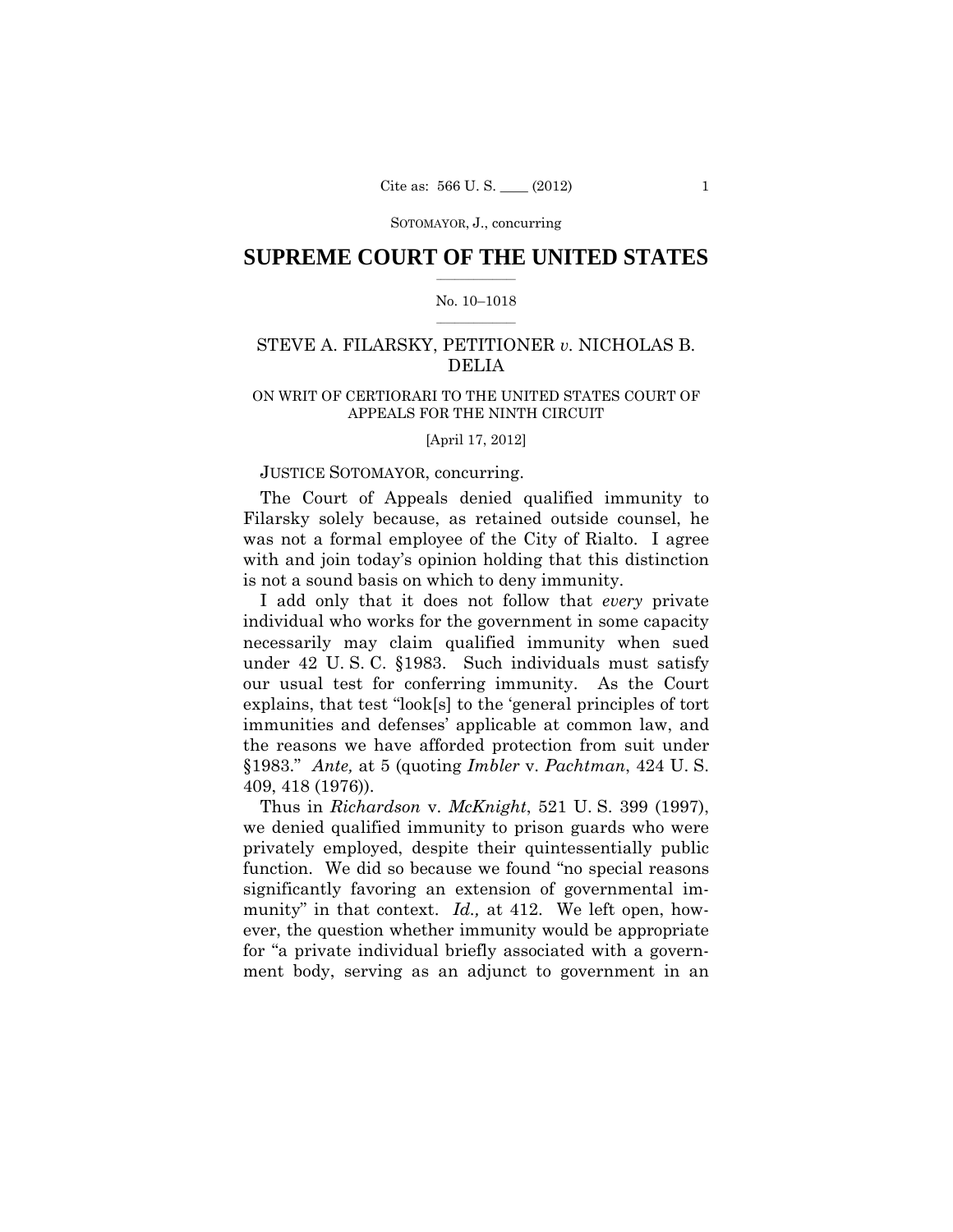# SUPREME COURT OF THE UNITED STATES

No. 10–1018

STEVE A. FILARSKY, PETITIONER *v.* NICHOLAS B. DELIA

ON WRIT OF CERTIORARI TO THE UNITED STATES COURT OF APPEALS FOR THE NINTH CIRCUIT

[April 17, 2012]

JUSTICE SOTOMAYOR, concurring.

The Court of Appeals denied qualified immunity to Filarsky solely because, as retained outside counsel, he was not a formal employee of the City of Rialto. I agree with and join today's opinion holding that this distinction is not a sound basis on which to deny immunity.

I add only that it does not follow that *every* private individual who works for the government in some capacity necessarily may claim qualified immunity when sued under 42 U. S. C. §1983. Such individuals must satisfy our usual test for conferring immunity. As the Court explains, that test "look[s] to the 'general principles of tort immunities and defenses' applicable at common law, and the reasons we have afforded protection from suit under §1983." *Ante,* at 5 (quoting *Imbler* v. *Pachtman*, 424 U. S. 409, 418 (1976)).

Thus in *Richardson* v. *McKnight*, 521 U. S. 399 (1997), we denied qualified immunity to prison guards who were privately employed, despite their quintessentially public function. We did so because we found "no special reasons significantly favoring an extension of governmental immunity" in that context. *Id.,* at 412. We left open, however, the question whether immunity would be appropriate for "a private individual briefly associated with a government body, serving as an adjunct to government in an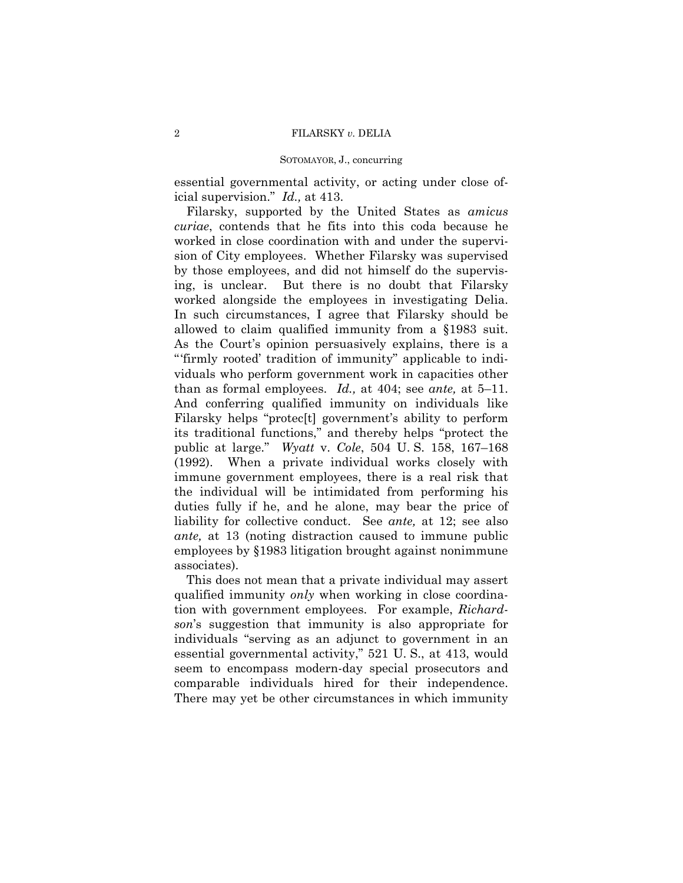essential governmental activity, or acting under close official supervision." *Id.,* at 413.

Filarsky, supported by the United States as *amicus curiae*, contends that he fits into this coda because he worked in close coordination with and under the supervision of City employees. Whether Filarsky was supervised by those employees, and did not himself do the supervising, is unclear. But there is no doubt that Filarsky worked alongside the employees in investigating Delia. In such circumstances, I agree that Filarsky should be allowed to claim qualified immunity from a §1983 suit. As the Court's opinion persuasively explains, there is a "'firmly rooted' tradition of immunity" applicable to individuals who perform government work in capacities other than as formal employees. *Id.,* at 404; see *ante,* at 5–11. And conferring qualified immunity on individuals like Filarsky helps "protec[t] government's ability to perform its traditional functions," and thereby helps "protect the public at large." *Wyatt* v. *Cole*, 504 U. S. 158, 167–168 (1992). When a private individual works closely with immune government employees, there is a real risk that the individual will be intimidated from performing his duties fully if he, and he alone, may bear the price of liability for collective conduct. See *ante,* at 12; see also *ante,* at 13 (noting distraction caused to immune public employees by §1983 litigation brought against nonimmune associates).

This does not mean that a private individual may assert qualified immunity *only* when working in close coordination with government employees. For example, *Richardson*'s suggestion that immunity is also appropriate for individuals "serving as an adjunct to government in an essential governmental activity," 521 U. S., at 413, would seem to encompass modern-day special prosecutors and comparable individuals hired for their independence. There may yet be other circumstances in which immunity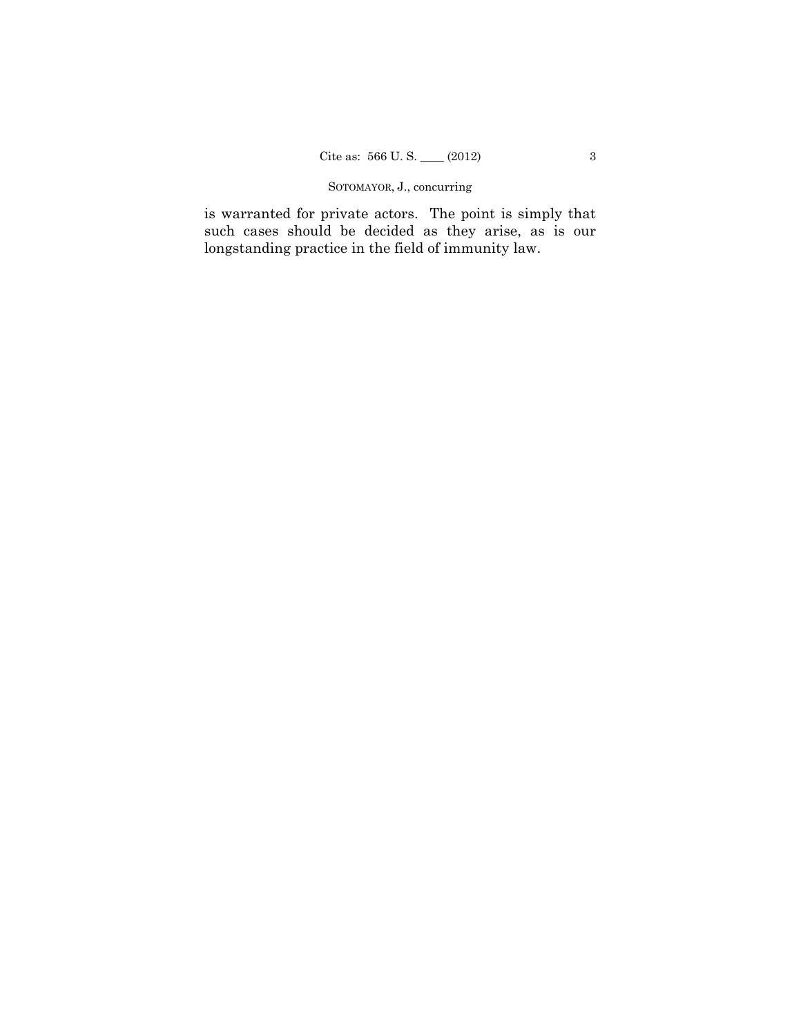is warranted for private actors. The point is simply that such cases should be decided as they arise, as is our longstanding practice in the field of immunity law.